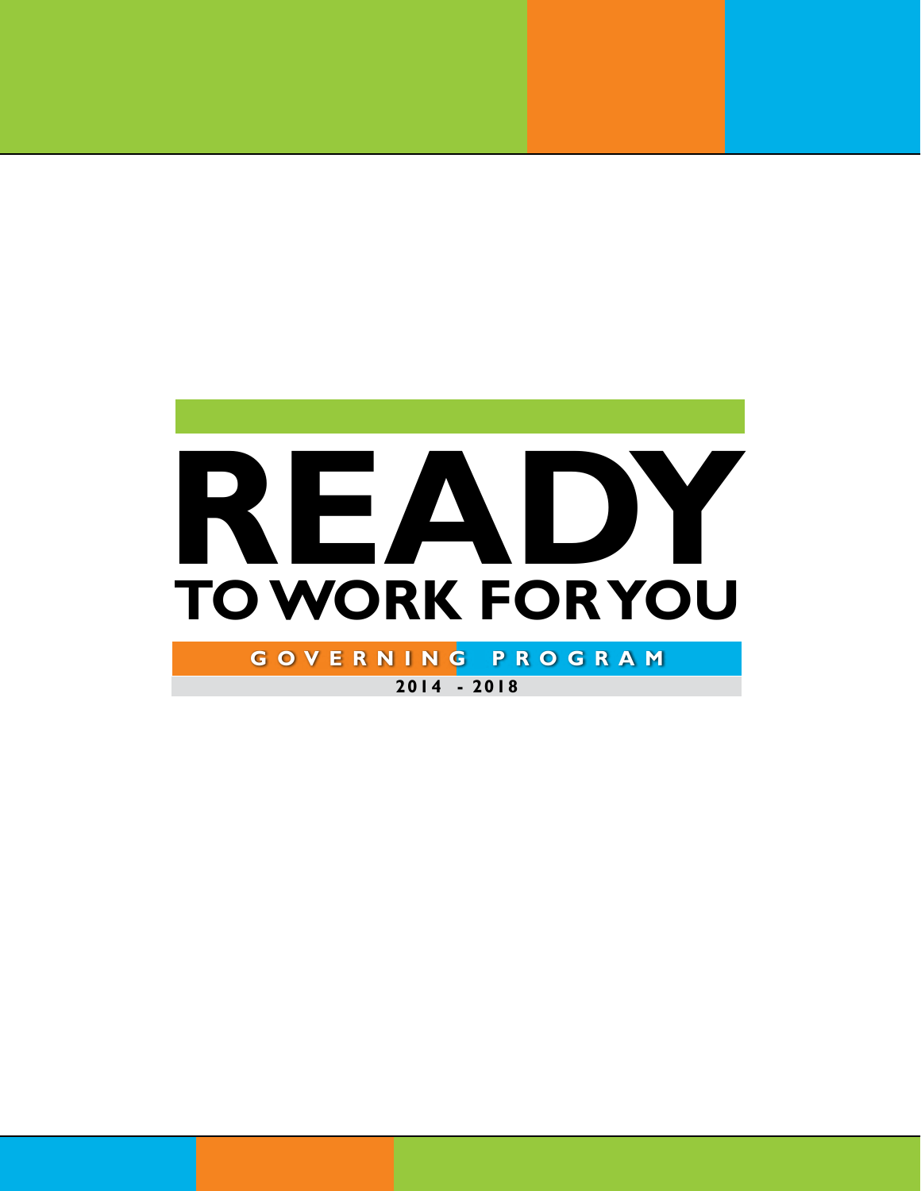# READY

## TO WORK FOR YOU

**GOVERNING PROGRAM**

**2014 - 2018**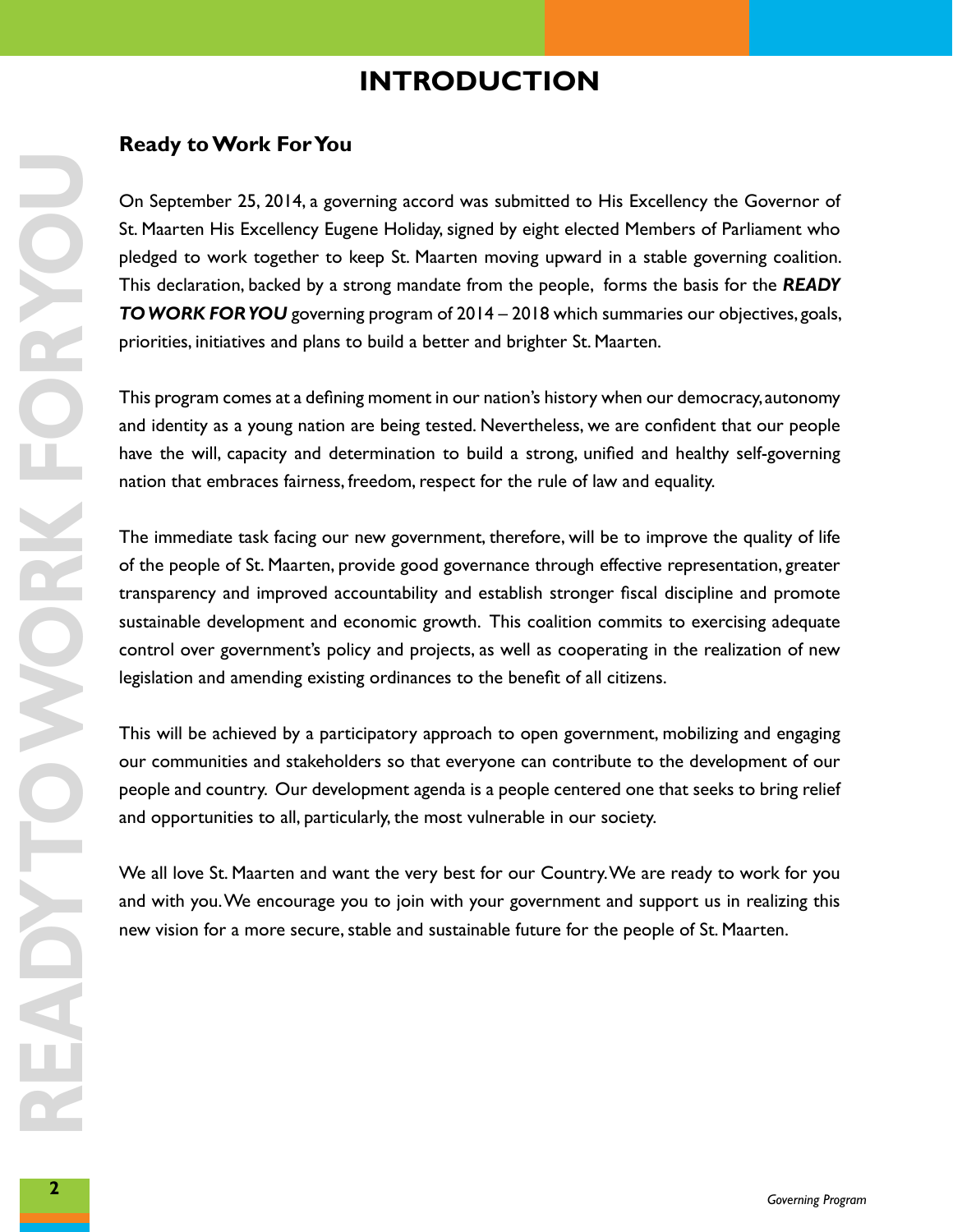# INTRODUCTION

## Ready to Work For You

On September 25, 2014, a governing accord was submitted to His Excellency the Governor of St. Maarten His Excellency Eugene Holiday, signed by eight elected Members of Parliament who pledged to work together to keep St. Maarten moving upward in a stable governing coalition. This declaration, backed by a strong mandate from the people, forms the basis for the ***READY TO WORK FOR YOU*** governing program of 2014 – 2018 which summaries our objectives, goals, priorities, initiatives and plans to build a better and brighter St. Maarten.

This program comes at a defining moment in our nation's history when our democracy, autonomy and identity as a young nation are being tested. Nevertheless, we are confident that our people have the will, capacity and determination to build a strong, unified and healthy self-governing nation that embraces fairness, freedom, respect for the rule of law and equality.

The immediate task facing our new government, therefore, will be to improve the quality of life of the people of St. Maarten, provide good governance through effective representation, greater transparency and improved accountability and establish stronger fiscal discipline and promote sustainable development and economic growth. This coalition commits to exercising adequate control over government's policy and projects, as well as cooperating in the realization of new legislation and amending existing ordinances to the benefit of all citizens.

This will be achieved by a participatory approach to open government, mobilizing and engaging our communities and stakeholders so that everyone can contribute to the development of our people and country. Our development agenda is a people centered one that seeks to bring relief and opportunities to all, particularly, the most vulnerable in our society.

We all love St. Maarten and want the very best for our Country. We are ready to work for you and with you. We encourage you to join with your government and support us in realizing this new vision for a more secure, stable and sustainable future for the people of St. Maarten.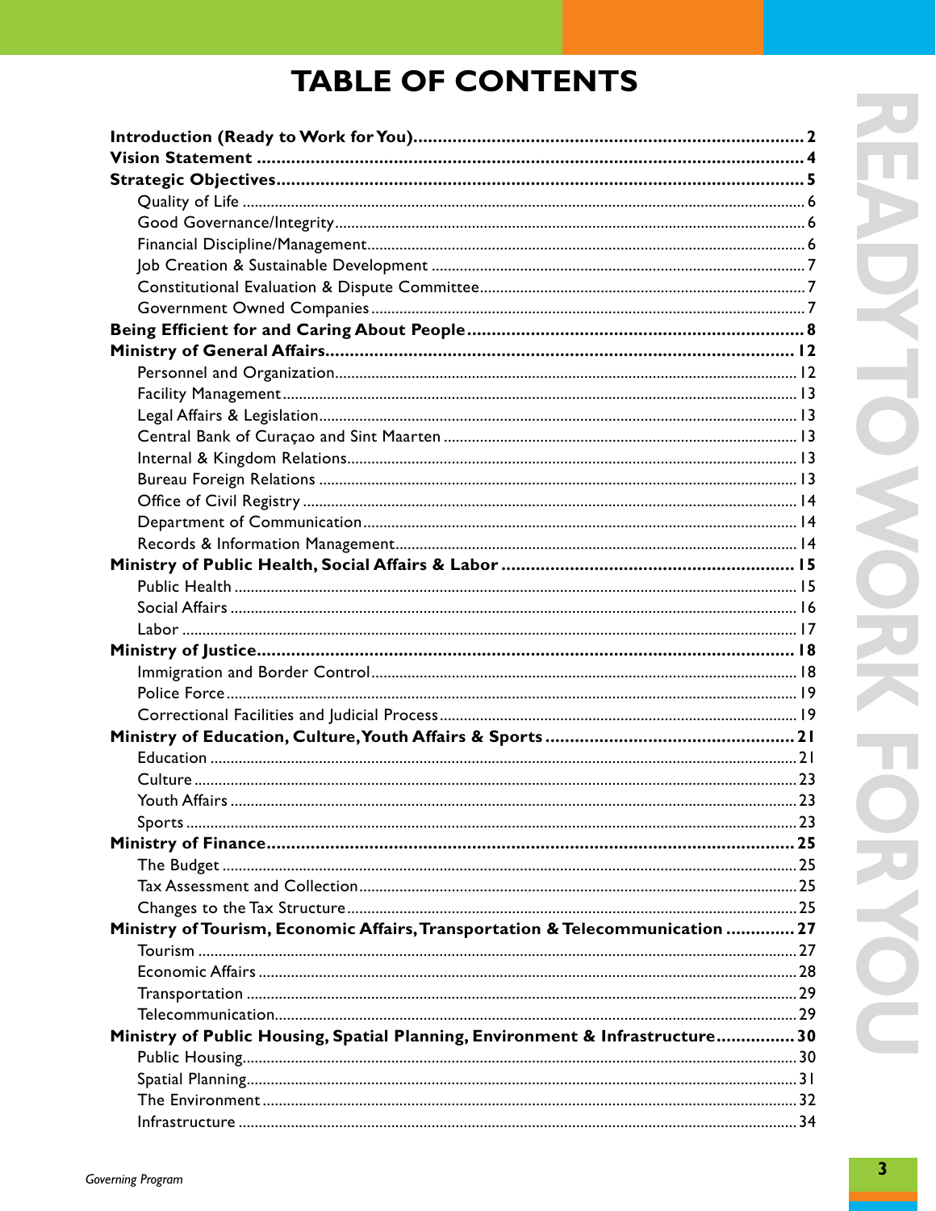# TABLE OF CONTENTS

**Introduction (Ready to Work for You)** .......... 2

**Vision Statement** .......... 4

**Strategic Objectives** .......... 5

- Quality of Life .......... 6
- Good Governance/Integrity .......... 6
- Financial Discipline/Management .......... 6
- Job Creation & Sustainable Development .......... 7
- Constitutional Evaluation & Dispute Committee .......... 7
- Government Owned Companies .......... 7

**Being Efficient for and Caring About People** .......... 8

**Ministry of General Affairs** .......... 12

- Personnel and Organization .......... 12
- Facility Management .......... 13
- Legal Affairs & Legislation .......... 13
- Central Bank of Curaçao and Sint Maarten .......... 13
- Internal & Kingdom Relations .......... 13
- Bureau Foreign Relations .......... 13
- Office of Civil Registry .......... 14
- Department of Communication .......... 14
- Records & Information Management .......... 14

**Ministry of Public Health, Social Affairs & Labor** .......... 15

- Public Health .......... 15
- Social Affairs .......... 16
- Labor .......... 17

**Ministry of Justice** .......... 18

- Immigration and Border Control .......... 18
- Police Force .......... 19
- Correctional Facilities and Judicial Process .......... 19

**Ministry of Education, Culture, Youth Affairs & Sports** .......... 21

- Education .......... 21
- Culture .......... 23
- Youth Affairs .......... 23
- Sports .......... 23

**Ministry of Finance** .......... 25

- The Budget .......... 25
- Tax Assessment and Collection .......... 25
- Changes to the Tax Structure .......... 25

**Ministry of Tourism, Economic Affairs, Transportation & Telecommunication** .......... 27

- Tourism .......... 27
- Economic Affairs .......... 28
- Transportation .......... 29
- Telecommunication .......... 29

**Ministry of Public Housing, Spatial Planning, Environment & Infrastructure** .......... 30

- Public Housing .......... 30
- Spatial Planning .......... 31
- The Environment .......... 32
- Infrastructure .......... 34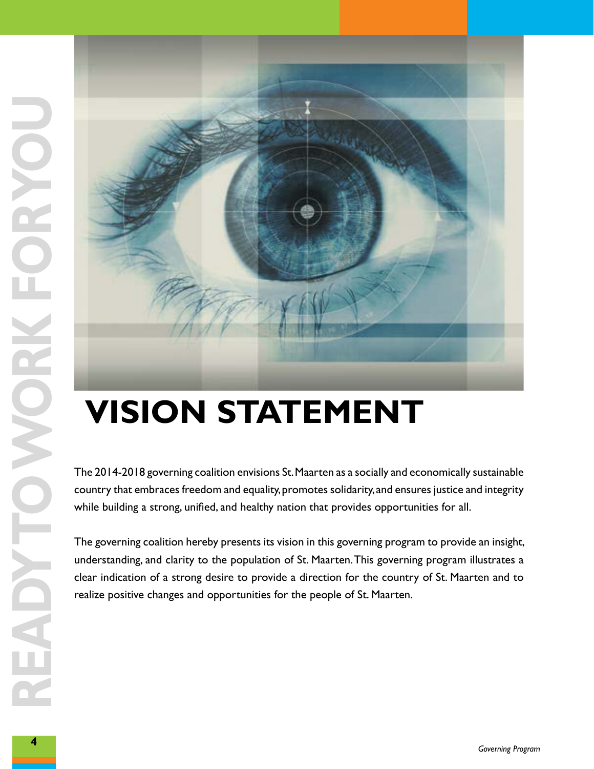# VISION STATEMENT

The 2014-2018 governing coalition envisions St. Maarten as a socially and economically sustainable country that embraces freedom and equality, promotes solidarity, and ensures justice and integrity while building a strong, unified, and healthy nation that provides opportunities for all.

The governing coalition hereby presents its vision in this governing program to provide an insight, understanding, and clarity to the population of St. Maarten. This governing program illustrates a clear indication of a strong desire to provide a direction for the country of St. Maarten and to realize positive changes and opportunities for the people of St. Maarten.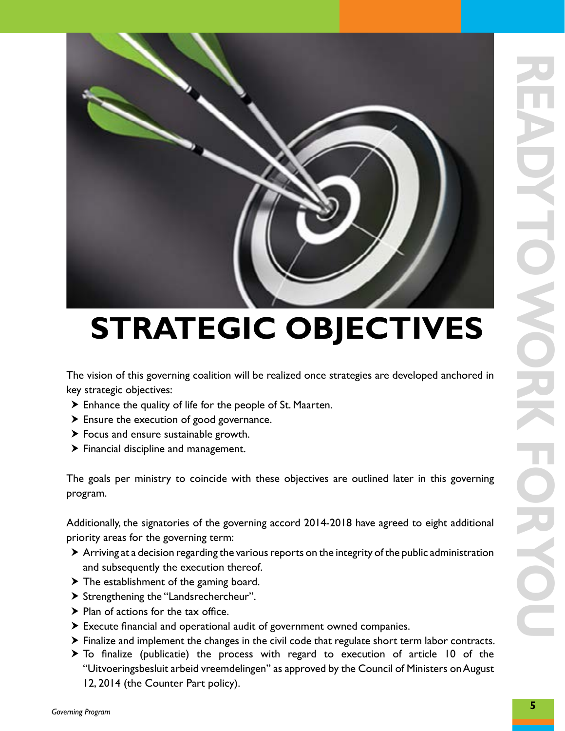# STRATEGIC OBJECTIVES

The vision of this governing coalition will be realized once strategies are developed anchored in key strategic objectives:

- Enhance the quality of life for the people of St. Maarten.
- Ensure the execution of good governance.
- Focus and ensure sustainable growth.
- Financial discipline and management.

The goals per ministry to coincide with these objectives are outlined later in this governing program.

Additionally, the signatories of the governing accord 2014-2018 have agreed to eight additional priority areas for the governing term:

- Arriving at a decision regarding the various reports on the integrity of the public administration and subsequently the execution thereof.
- The establishment of the gaming board.
- Strengthening the "Landsrechercheur".
- Plan of actions for the tax office.
- Execute financial and operational audit of government owned companies.
- Finalize and implement the changes in the civil code that regulate short term labor contracts.
- To finalize (publicatie) the process with regard to execution of article 10 of the "Uitvoeringsbesluit arbeid vreemdelingen" as approved by the Council of Ministers on August 12, 2014 (the Counter Part policy).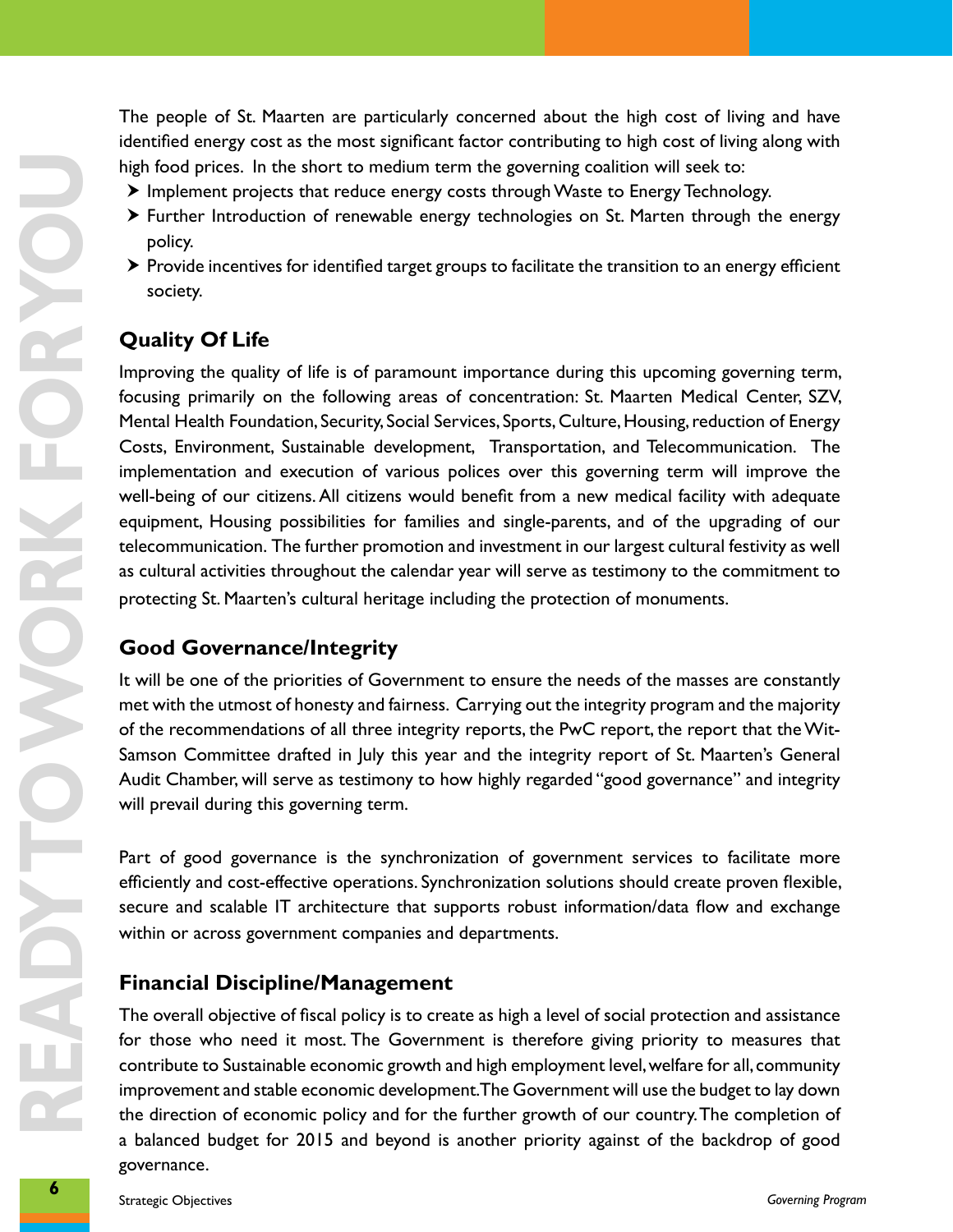The people of St. Maarten are particularly concerned about the high cost of living and have identified energy cost as the most significant factor contributing to high cost of living along with high food prices. In the short to medium term the governing coalition will seek to:

- Implement projects that reduce energy costs through Waste to Energy Technology.
- Further Introduction of renewable energy technologies on St. Marten through the energy policy.
- Provide incentives for identified target groups to facilitate the transition to an energy efficient society.

## Quality Of Life

Improving the quality of life is of paramount importance during this upcoming governing term, focusing primarily on the following areas of concentration: St. Maarten Medical Center, SZV, Mental Health Foundation, Security, Social Services, Sports, Culture, Housing, reduction of Energy Costs, Environment, Sustainable development, Transportation, and Telecommunication. The implementation and execution of various polices over this governing term will improve the well-being of our citizens. All citizens would benefit from a new medical facility with adequate equipment, Housing possibilities for families and single-parents, and of the upgrading of our telecommunication. The further promotion and investment in our largest cultural festivity as well as cultural activities throughout the calendar year will serve as testimony to the commitment to protecting St. Maarten's cultural heritage including the protection of monuments.

## Good Governance/Integrity

It will be one of the priorities of Government to ensure the needs of the masses are constantly met with the utmost of honesty and fairness. Carrying out the integrity program and the majority of the recommendations of all three integrity reports, the PwC report, the report that the Wit-Samson Committee drafted in July this year and the integrity report of St. Maarten's General Audit Chamber, will serve as testimony to how highly regarded "good governance" and integrity will prevail during this governing term.

Part of good governance is the synchronization of government services to facilitate more efficiently and cost-effective operations. Synchronization solutions should create proven flexible, secure and scalable IT architecture that supports robust information/data flow and exchange within or across government companies and departments.

## Financial Discipline/Management

The overall objective of fiscal policy is to create as high a level of social protection and assistance for those who need it most. The Government is therefore giving priority to measures that contribute to Sustainable economic growth and high employment level, welfare for all, community improvement and stable economic development. The Government will use the budget to lay down the direction of economic policy and for the further growth of our country. The completion of a balanced budget for 2015 and beyond is another priority against of the backdrop of good governance.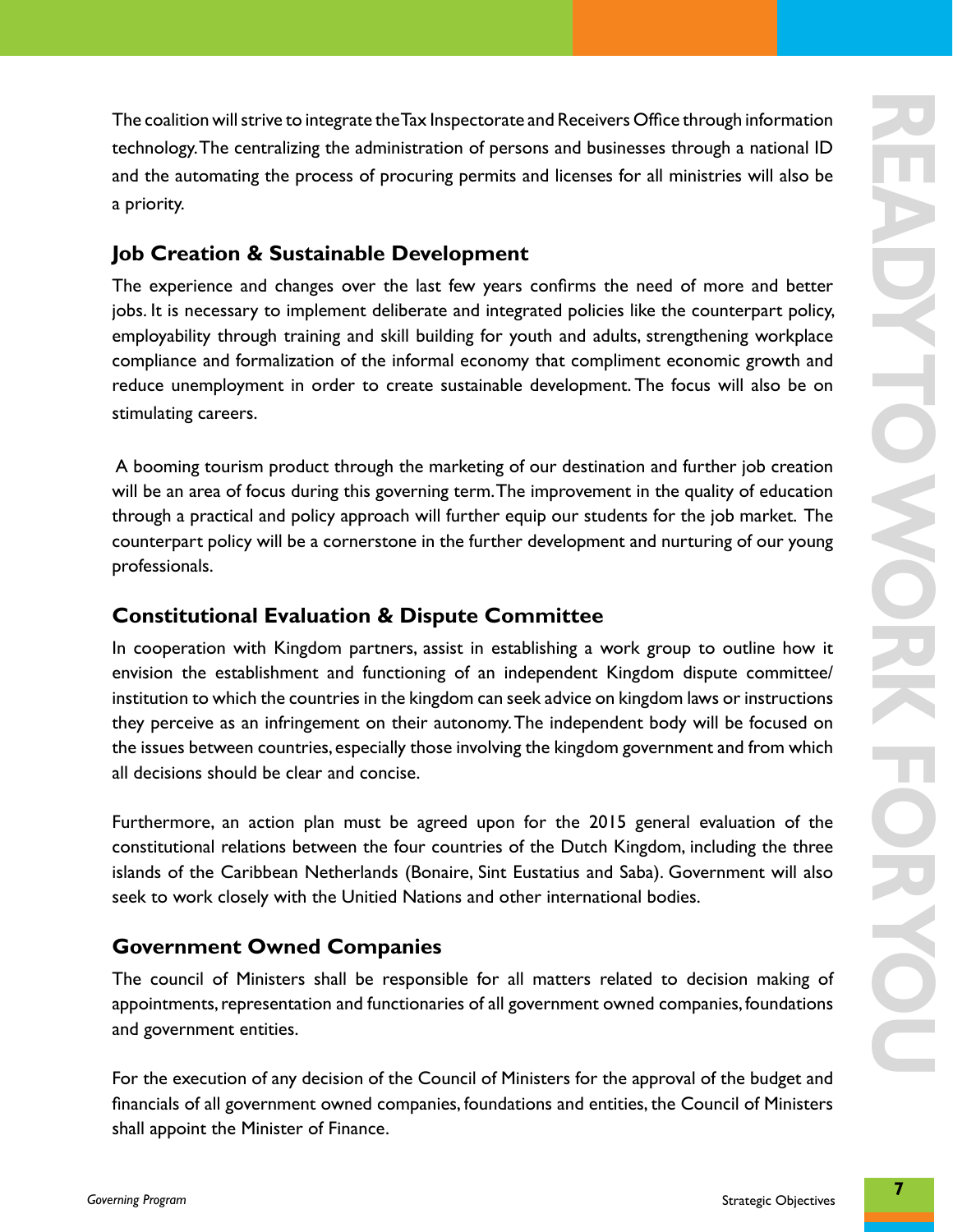The coalition will strive to integrate the Tax Inspectorate and Receivers Office through information technology. The centralizing the administration of persons and businesses through a national ID and the automating the process of procuring permits and licenses for all ministries will also be a priority.

## Job Creation & Sustainable Development

The experience and changes over the last few years confirms the need of more and better jobs. It is necessary to implement deliberate and integrated policies like the counterpart policy, employability through training and skill building for youth and adults, strengthening workplace compliance and formalization of the informal economy that compliment economic growth and reduce unemployment in order to create sustainable development. The focus will also be on stimulating careers.

A booming tourism product through the marketing of our destination and further job creation will be an area of focus during this governing term. The improvement in the quality of education through a practical and policy approach will further equip our students for the job market. The counterpart policy will be a cornerstone in the further development and nurturing of our young professionals.

## Constitutional Evaluation & Dispute Committee

In cooperation with Kingdom partners, assist in establishing a work group to outline how it envision the establishment and functioning of an independent Kingdom dispute committee/ institution to which the countries in the kingdom can seek advice on kingdom laws or instructions they perceive as an infringement on their autonomy. The independent body will be focused on the issues between countries, especially those involving the kingdom government and from which all decisions should be clear and concise.

Furthermore, an action plan must be agreed upon for the 2015 general evaluation of the constitutional relations between the four countries of the Dutch Kingdom, including the three islands of the Caribbean Netherlands (Bonaire, Sint Eustatius and Saba). Government will also seek to work closely with the Unitied Nations and other international bodies.

## Government Owned Companies

The council of Ministers shall be responsible for all matters related to decision making of appointments, representation and functionaries of all government owned companies, foundations and government entities.

For the execution of any decision of the Council of Ministers for the approval of the budget and financials of all government owned companies, foundations and entities, the Council of Ministers shall appoint the Minister of Finance.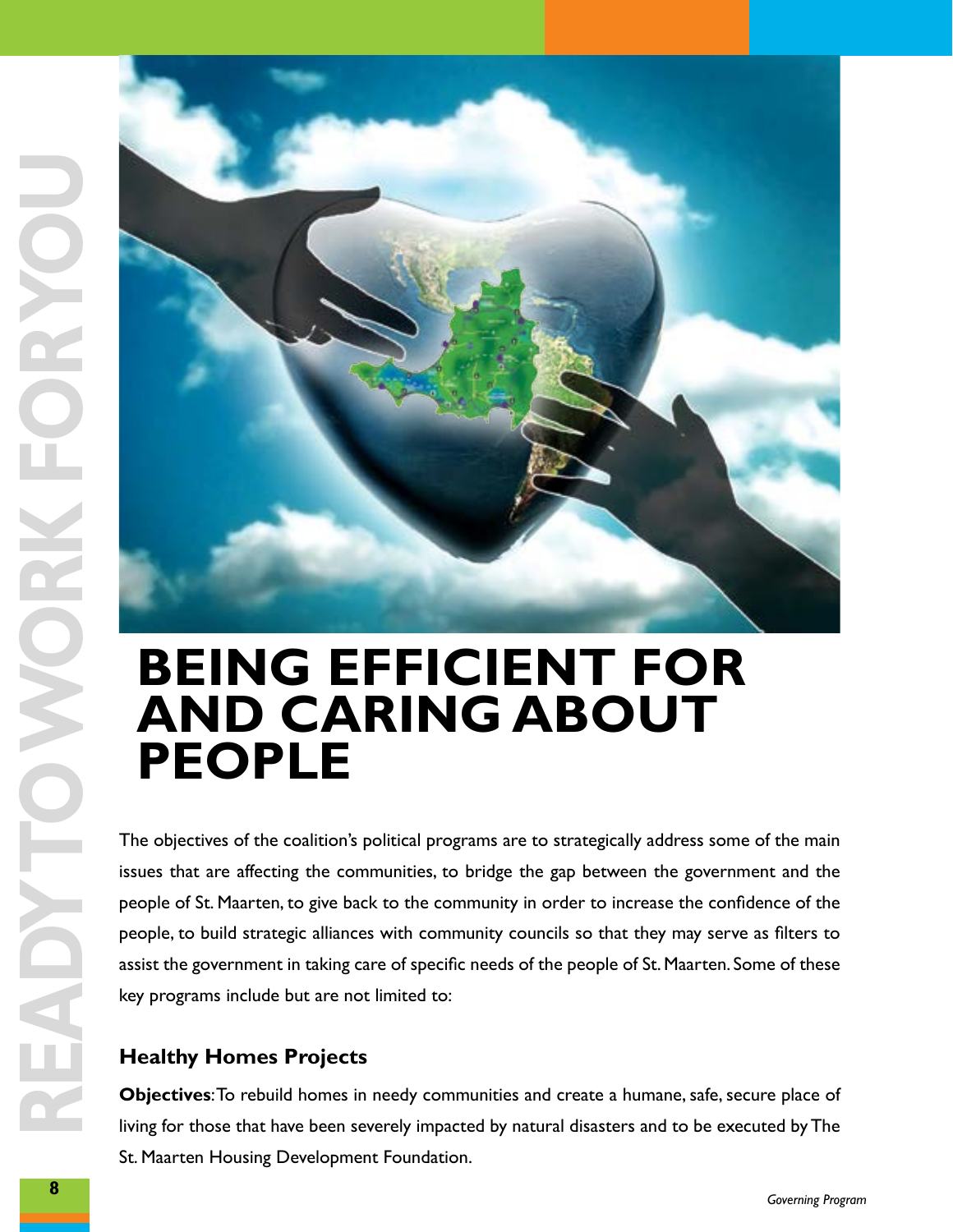# BEING EFFICIENT FOR AND CARING ABOUT PEOPLE

The objectives of the coalition's political programs are to strategically address some of the main issues that are affecting the communities, to bridge the gap between the government and the people of St. Maarten, to give back to the community in order to increase the confidence of the people, to build strategic alliances with community councils so that they may serve as filters to assist the government in taking care of specific needs of the people of St. Maarten. Some of these key programs include but are not limited to:

## Healthy Homes Projects

**Objectives**: To rebuild homes in needy communities and create a humane, safe, secure place of living for those that have been severely impacted by natural disasters and to be executed by The St. Maarten Housing Development Foundation.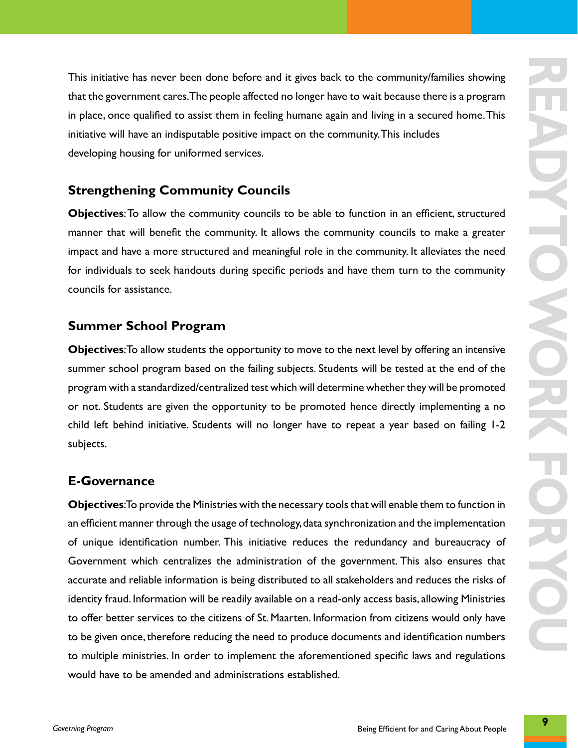This initiative has never been done before and it gives back to the community/families showing that the government cares. The people affected no longer have to wait because there is a program in place, once qualified to assist them in feeling humane again and living in a secured home. This initiative will have an indisputable positive impact on the community. This includes developing housing for uniformed services.

## Strengthening Community Councils

**Objectives**: To allow the community councils to be able to function in an efficient, structured manner that will benefit the community. It allows the community councils to make a greater impact and have a more structured and meaningful role in the community. It alleviates the need for individuals to seek handouts during specific periods and have them turn to the community councils for assistance.

## Summer School Program

**Objectives**: To allow students the opportunity to move to the next level by offering an intensive summer school program based on the failing subjects. Students will be tested at the end of the program with a standardized/centralized test which will determine whether they will be promoted or not. Students are given the opportunity to be promoted hence directly implementing a no child left behind initiative. Students will no longer have to repeat a year based on failing 1-2 subjects.

## E-Governance

**Objectives**: To provide the Ministries with the necessary tools that will enable them to function in an efficient manner through the usage of technology, data synchronization and the implementation of unique identification number. This initiative reduces the redundancy and bureaucracy of Government which centralizes the administration of the government. This also ensures that accurate and reliable information is being distributed to all stakeholders and reduces the risks of identity fraud. Information will be readily available on a read-only access basis, allowing Ministries to offer better services to the citizens of St. Maarten. Information from citizens would only have to be given once, therefore reducing the need to produce documents and identification numbers to multiple ministries. In order to implement the aforementioned specific laws and regulations would have to be amended and administrations established.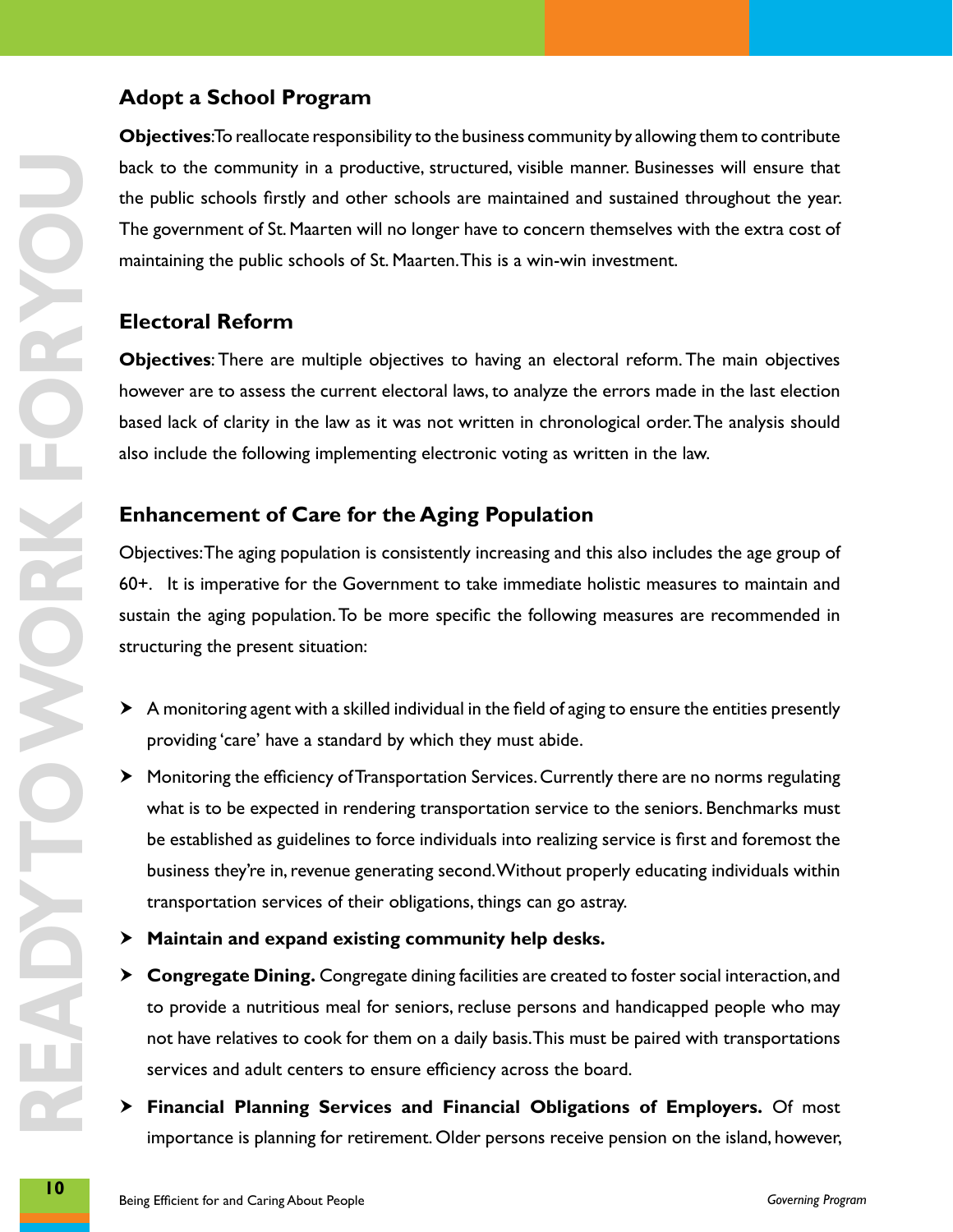## Adopt a School Program

**Objectives**:To reallocate responsibility to the business community by allowing them to contribute back to the community in a productive, structured, visible manner. Businesses will ensure that the public schools firstly and other schools are maintained and sustained throughout the year. The government of St. Maarten will no longer have to concern themselves with the extra cost of maintaining the public schools of St. Maarten. This is a win-win investment.

## Electoral Reform

**Objectives**: There are multiple objectives to having an electoral reform. The main objectives however are to assess the current electoral laws, to analyze the errors made in the last election based lack of clarity in the law as it was not written in chronological order. The analysis should also include the following implementing electronic voting as written in the law.

## Enhancement of Care for the Aging Population

Objectives: The aging population is consistently increasing and this also includes the age group of 60+. It is imperative for the Government to take immediate holistic measures to maintain and sustain the aging population. To be more specific the following measures are recommended in structuring the present situation:

- A monitoring agent with a skilled individual in the field of aging to ensure the entities presently providing 'care' have a standard by which they must abide.
- Monitoring the efficiency of Transportation Services. Currently there are no norms regulating what is to be expected in rendering transportation service to the seniors. Benchmarks must be established as guidelines to force individuals into realizing service is first and foremost the business they're in, revenue generating second. Without properly educating individuals within transportation services of their obligations, things can go astray.
- **Maintain and expand existing community help desks.**
- **Congregate Dining.** Congregate dining facilities are created to foster social interaction, and to provide a nutritious meal for seniors, recluse persons and handicapped people who may not have relatives to cook for them on a daily basis. This must be paired with transportations services and adult centers to ensure efficiency across the board.
- **Financial Planning Services and Financial Obligations of Employers.** Of most importance is planning for retirement. Older persons receive pension on the island, however,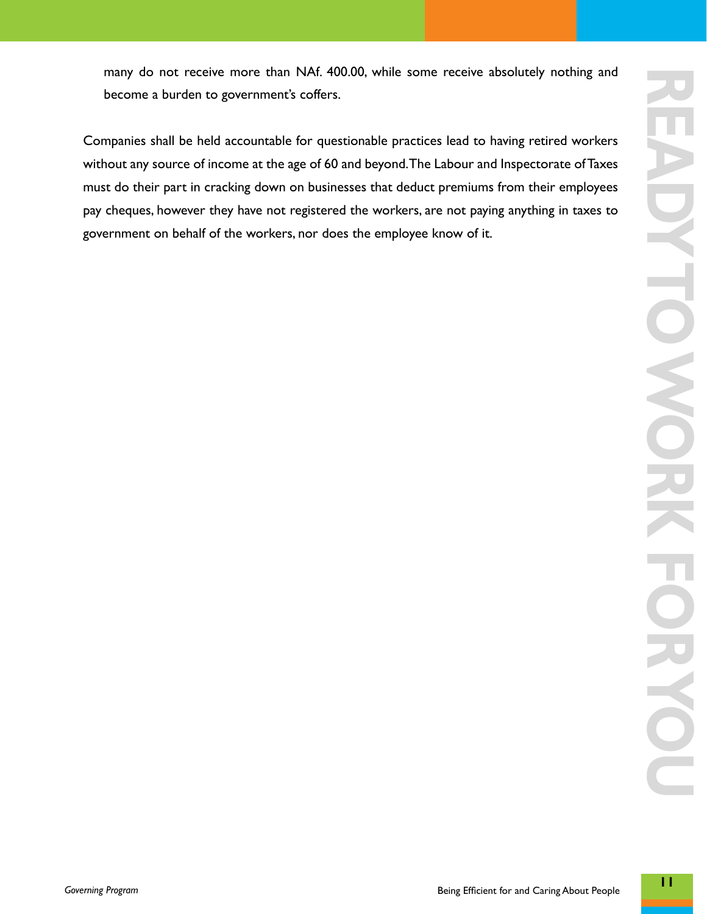many do not receive more than NAf. 400.00, while some receive absolutely nothing and become a burden to government's coffers.

Companies shall be held accountable for questionable practices lead to having retired workers without any source of income at the age of 60 and beyond. The Labour and Inspectorate of Taxes must do their part in cracking down on businesses that deduct premiums from their employees pay cheques, however they have not registered the workers, are not paying anything in taxes to government on behalf of the workers, nor does the employee know of it.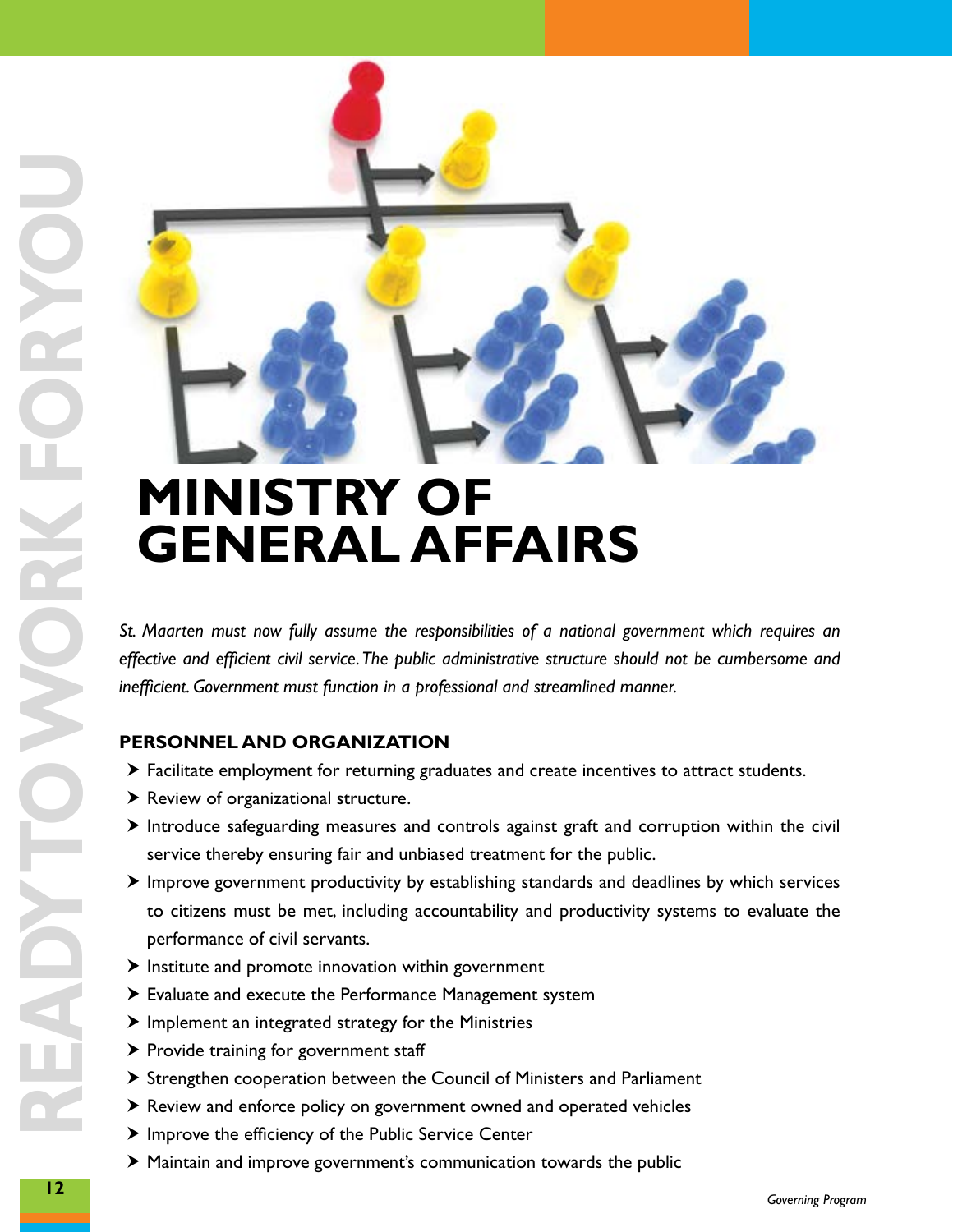# MINISTRY OF GENERAL AFFAIRS

*St. Maarten must now fully assume the responsibilities of a national government which requires an effective and efficient civil service. The public administrative structure should not be cumbersome and inefficient. Government must function in a professional and streamlined manner.*

## PERSONNEL AND ORGANIZATION

- Facilitate employment for returning graduates and create incentives to attract students.
- Review of organizational structure.
- Introduce safeguarding measures and controls against graft and corruption within the civil service thereby ensuring fair and unbiased treatment for the public.
- Improve government productivity by establishing standards and deadlines by which services to citizens must be met, including accountability and productivity systems to evaluate the performance of civil servants.
- Institute and promote innovation within government
- Evaluate and execute the Performance Management system
- Implement an integrated strategy for the Ministries
- Provide training for government staff
- Strengthen cooperation between the Council of Ministers and Parliament
- Review and enforce policy on government owned and operated vehicles
- Improve the efficiency of the Public Service Center
- Maintain and improve government's communication towards the public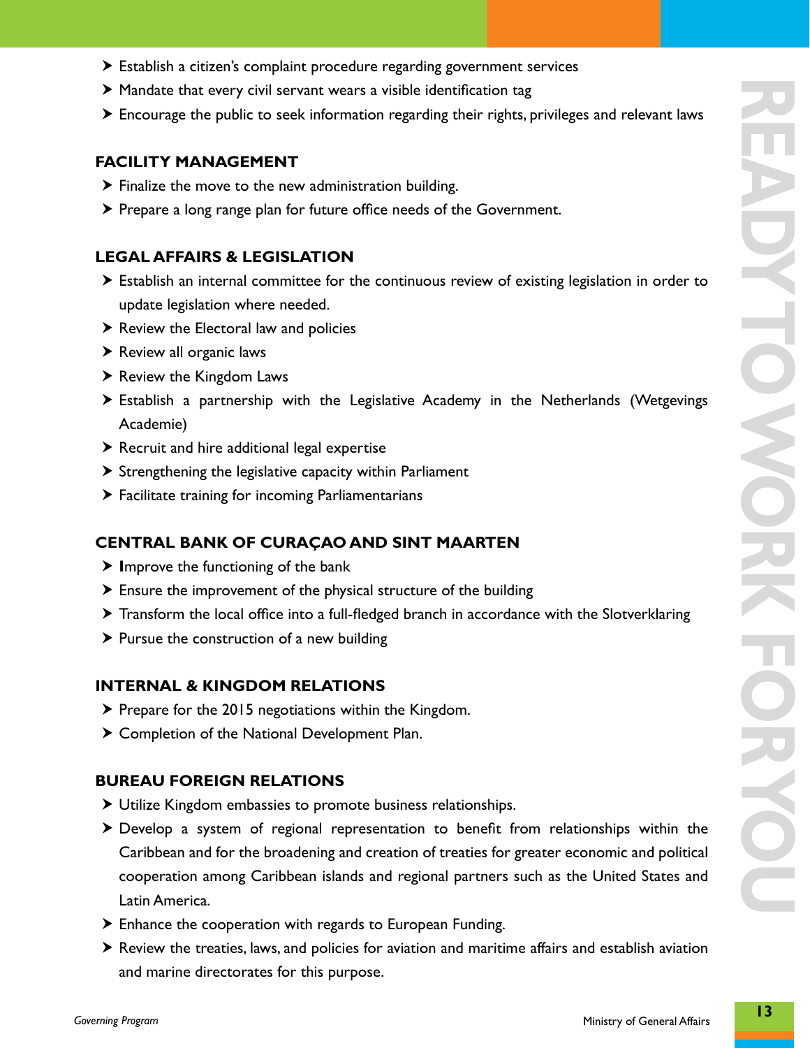- Establish a citizen's complaint procedure regarding government services
- Mandate that every civil servant wears a visible identification tag
- Encourage the public to seek information regarding their rights, privileges and relevant laws

## FACILITY MANAGEMENT

- Finalize the move to the new administration building.
- Prepare a long range plan for future office needs of the Government.

## LEGAL AFFAIRS & LEGISLATION

- Establish an internal committee for the continuous review of existing legislation in order to update legislation where needed.
- Review the Electoral law and policies
- Review all organic laws
- Review the Kingdom Laws
- Establish a partnership with the Legislative Academy in the Netherlands (Wetgevings Academie)
- Recruit and hire additional legal expertise
- Strengthening the legislative capacity within Parliament
- Facilitate training for incoming Parliamentarians

## CENTRAL BANK OF CURAÇAO AND SINT MAARTEN

- Improve the functioning of the bank
- Ensure the improvement of the physical structure of the building
- Transform the local office into a full-fledged branch in accordance with the Slotverklaring
- Pursue the construction of a new building

## INTERNAL & KINGDOM RELATIONS

- Prepare for the 2015 negotiations within the Kingdom.
- Completion of the National Development Plan.

## BUREAU FOREIGN RELATIONS

- Utilize Kingdom embassies to promote business relationships.
- Develop a system of regional representation to benefit from relationships within the Caribbean and for the broadening and creation of treaties for greater economic and political cooperation among Caribbean islands and regional partners such as the United States and Latin America.
- Enhance the cooperation with regards to European Funding.
- Review the treaties, laws, and policies for aviation and maritime affairs and establish aviation and marine directorates for this purpose.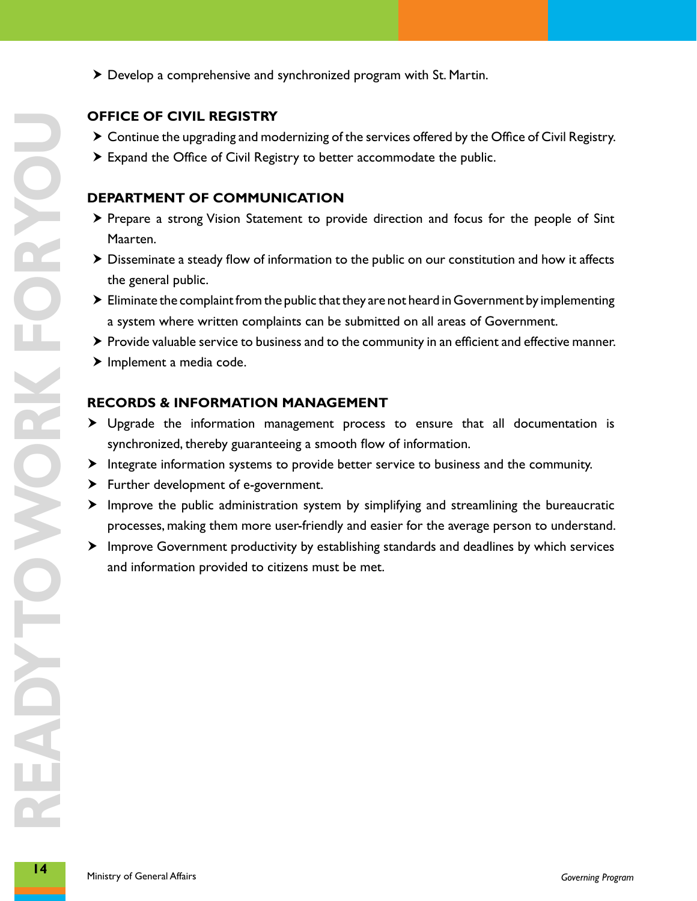- Develop a comprehensive and synchronized program with St. Martin.

## OFFICE OF CIVIL REGISTRY

- Continue the upgrading and modernizing of the services offered by the Office of Civil Registry.
- Expand the Office of Civil Registry to better accommodate the public.

## DEPARTMENT OF COMMUNICATION

- Prepare a strong Vision Statement to provide direction and focus for the people of Sint Maarten.
- Disseminate a steady flow of information to the public on our constitution and how it affects the general public.
- Eliminate the complaint from the public that they are not heard in Government by implementing a system where written complaints can be submitted on all areas of Government.
- Provide valuable service to business and to the community in an efficient and effective manner.
- Implement a media code.

## RECORDS & INFORMATION MANAGEMENT

- Upgrade the information management process to ensure that all documentation is synchronized, thereby guaranteeing a smooth flow of information.
- Integrate information systems to provide better service to business and the community.
- Further development of e-government.
- Improve the public administration system by simplifying and streamlining the bureaucratic processes, making them more user-friendly and easier for the average person to understand.
- Improve Government productivity by establishing standards and deadlines by which services and information provided to citizens must be met.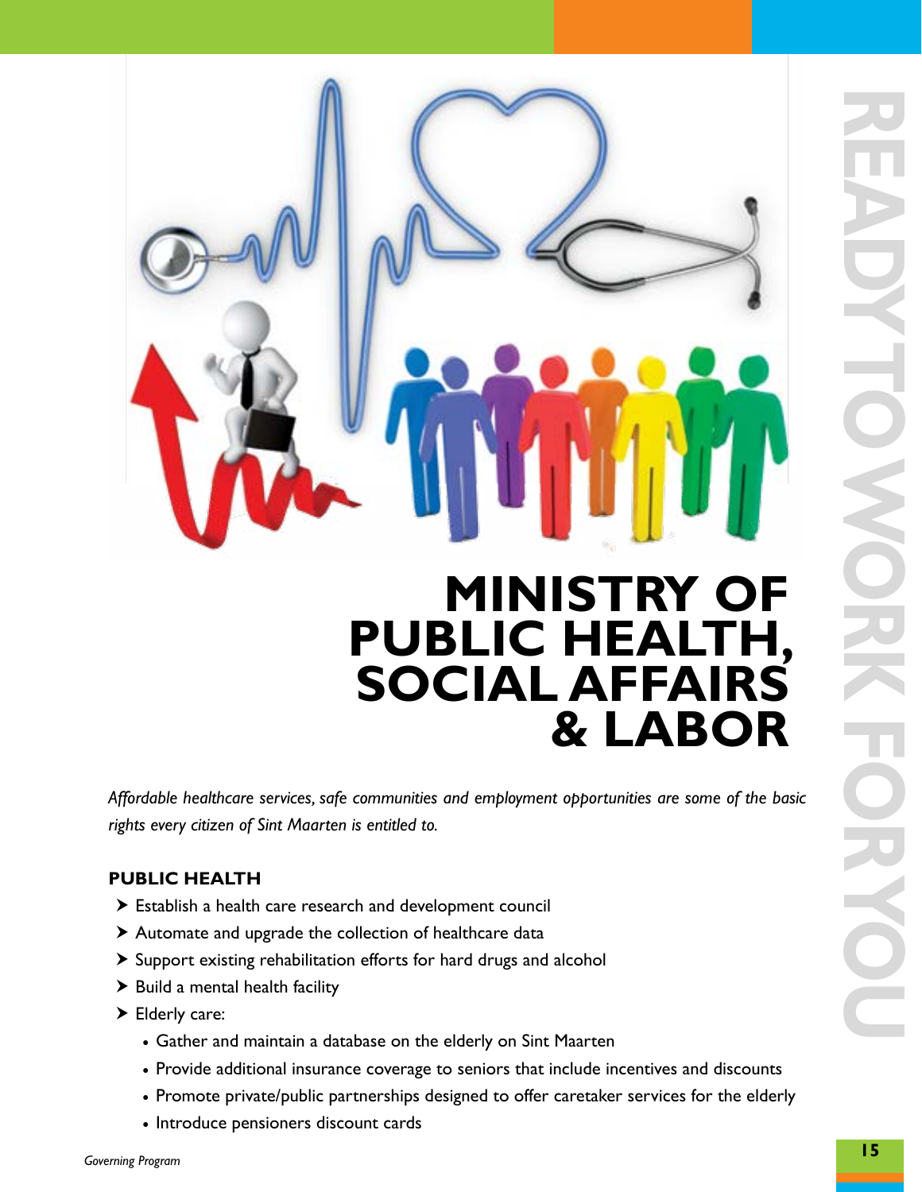# MINISTRY OF PUBLIC HEALTH, SOCIAL AFFAIRS & LABOR

*Affordable healthcare services, safe communities and employment opportunities are some of the basic rights every citizen of Sint Maarten is entitled to.*

## PUBLIC HEALTH

- Establish a health care research and development council
- Automate and upgrade the collection of healthcare data
- Support existing rehabilitation efforts for hard drugs and alcohol
- Build a mental health facility
- Elderly care:
  - Gather and maintain a database on the elderly on Sint Maarten
  - Provide additional insurance coverage to seniors that include incentives and discounts
  - Promote private/public partnerships designed to offer caretaker services for the elderly
  - Introduce pensioners discount cards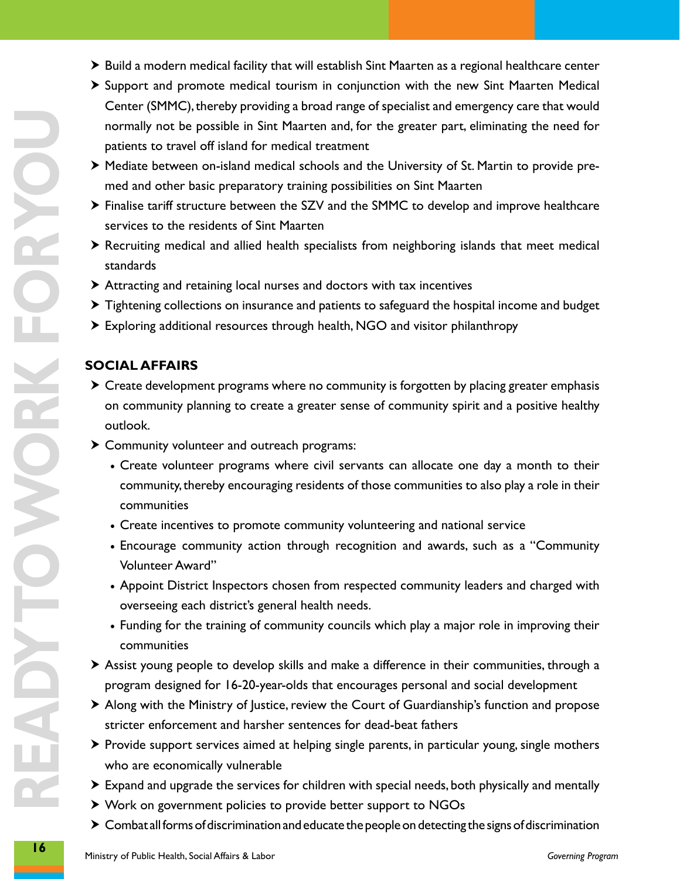- Build a modern medical facility that will establish Sint Maarten as a regional healthcare center
- Support and promote medical tourism in conjunction with the new Sint Maarten Medical Center (SMMC), thereby providing a broad range of specialist and emergency care that would normally not be possible in Sint Maarten and, for the greater part, eliminating the need for patients to travel off island for medical treatment
- Mediate between on-island medical schools and the University of St. Martin to provide pre-med and other basic preparatory training possibilities on Sint Maarten
- Finalise tariff structure between the SZV and the SMMC to develop and improve healthcare services to the residents of Sint Maarten
- Recruiting medical and allied health specialists from neighboring islands that meet medical standards
- Attracting and retaining local nurses and doctors with tax incentives
- Tightening collections on insurance and patients to safeguard the hospital income and budget
- Exploring additional resources through health, NGO and visitor philanthropy

**SOCIAL AFFAIRS**

- Create development programs where no community is forgotten by placing greater emphasis on community planning to create a greater sense of community spirit and a positive healthy outlook.
- Community volunteer and outreach programs:
  - Create volunteer programs where civil servants can allocate one day a month to their community, thereby encouraging residents of those communities to also play a role in their communities
  - Create incentives to promote community volunteering and national service
  - Encourage community action through recognition and awards, such as a "Community Volunteer Award"
  - Appoint District Inspectors chosen from respected community leaders and charged with overseeing each district's general health needs.
  - Funding for the training of community councils which play a major role in improving their communities
- Assist young people to develop skills and make a difference in their communities, through a program designed for 16-20-year-olds that encourages personal and social development
- Along with the Ministry of Justice, review the Court of Guardianship's function and propose stricter enforcement and harsher sentences for dead-beat fathers
- Provide support services aimed at helping single parents, in particular young, single mothers who are economically vulnerable
- Expand and upgrade the services for children with special needs, both physically and mentally
- Work on government policies to provide better support to NGOs
- Combat all forms of discrimination and educate the people on detecting the signs of discrimination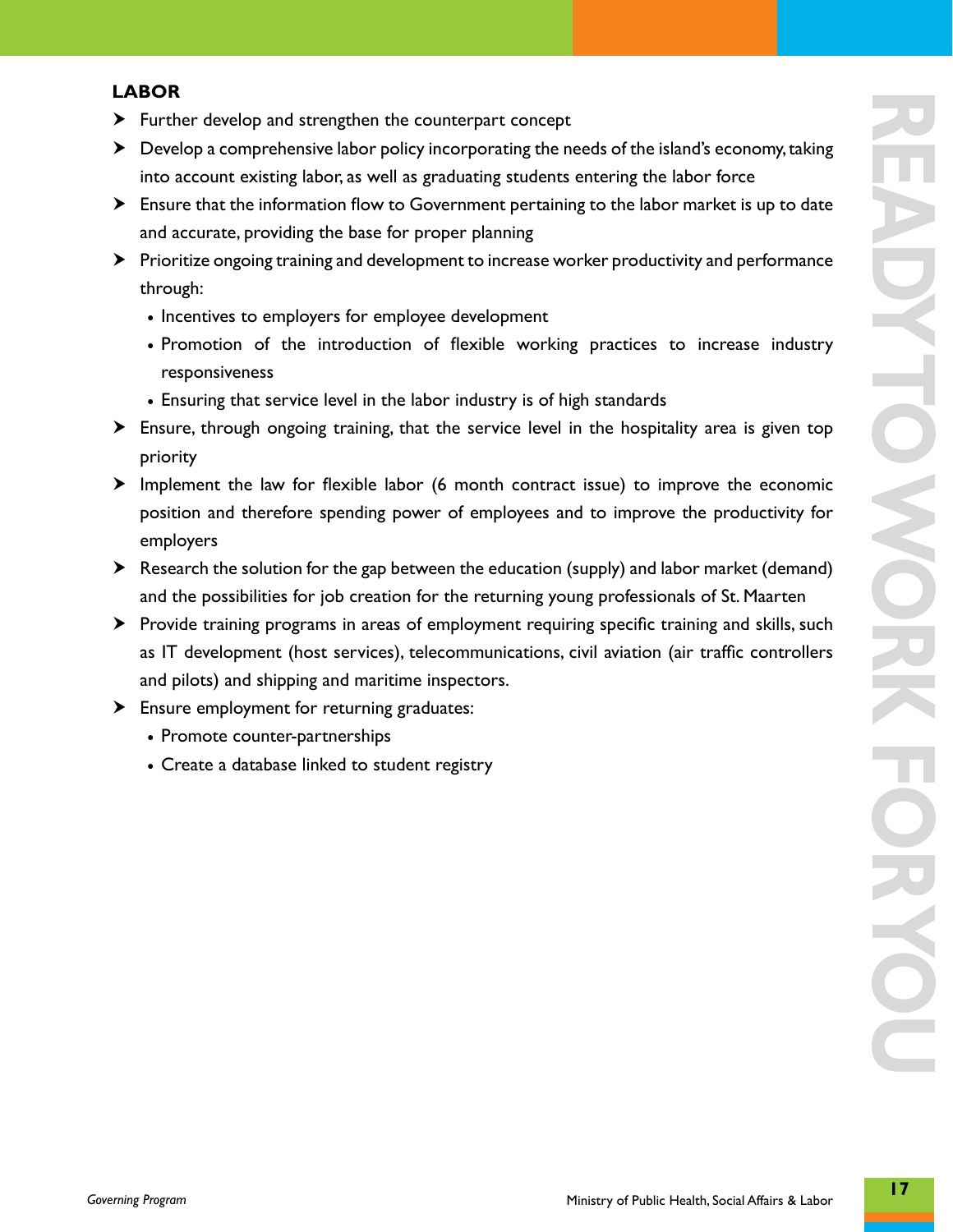## LABOR

- Further develop and strengthen the counterpart concept
- Develop a comprehensive labor policy incorporating the needs of the island's economy, taking into account existing labor, as well as graduating students entering the labor force
- Ensure that the information flow to Government pertaining to the labor market is up to date and accurate, providing the base for proper planning
- Prioritize ongoing training and development to increase worker productivity and performance through:
  - Incentives to employers for employee development
  - Promotion of the introduction of flexible working practices to increase industry responsiveness
  - Ensuring that service level in the labor industry is of high standards
- Ensure, through ongoing training, that the service level in the hospitality area is given top priority
- Implement the law for flexible labor (6 month contract issue) to improve the economic position and therefore spending power of employees and to improve the productivity for employers
- Research the solution for the gap between the education (supply) and labor market (demand) and the possibilities for job creation for the returning young professionals of St. Maarten
- Provide training programs in areas of employment requiring specific training and skills, such as IT development (host services), telecommunications, civil aviation (air traffic controllers and pilots) and shipping and maritime inspectors.
- Ensure employment for returning graduates:
  - Promote counter-partnerships
  - Create a database linked to student registry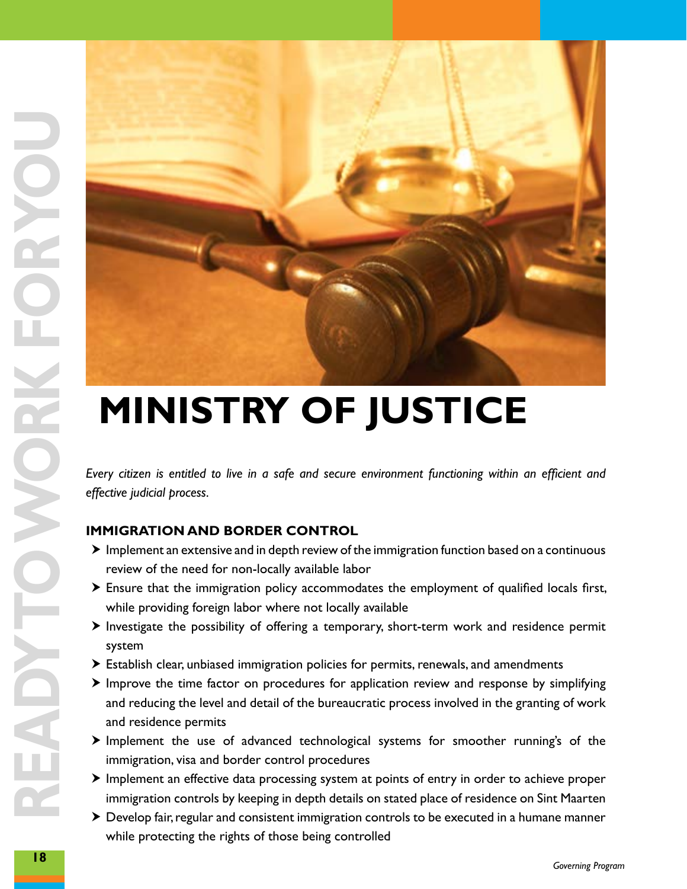# MINISTRY OF JUSTICE

*Every citizen is entitled to live in a safe and secure environment functioning within an efficient and effective judicial process.*

## IMMIGRATION AND BORDER CONTROL

- Implement an extensive and in depth review of the immigration function based on a continuous review of the need for non-locally available labor
- Ensure that the immigration policy accommodates the employment of qualified locals first, while providing foreign labor where not locally available
- Investigate the possibility of offering a temporary, short-term work and residence permit system
- Establish clear, unbiased immigration policies for permits, renewals, and amendments
- Improve the time factor on procedures for application review and response by simplifying and reducing the level and detail of the bureaucratic process involved in the granting of work and residence permits
- Implement the use of advanced technological systems for smoother running's of the immigration, visa and border control procedures
- Implement an effective data processing system at points of entry in order to achieve proper immigration controls by keeping in depth details on stated place of residence on Sint Maarten
- Develop fair, regular and consistent immigration controls to be executed in a humane manner while protecting the rights of those being controlled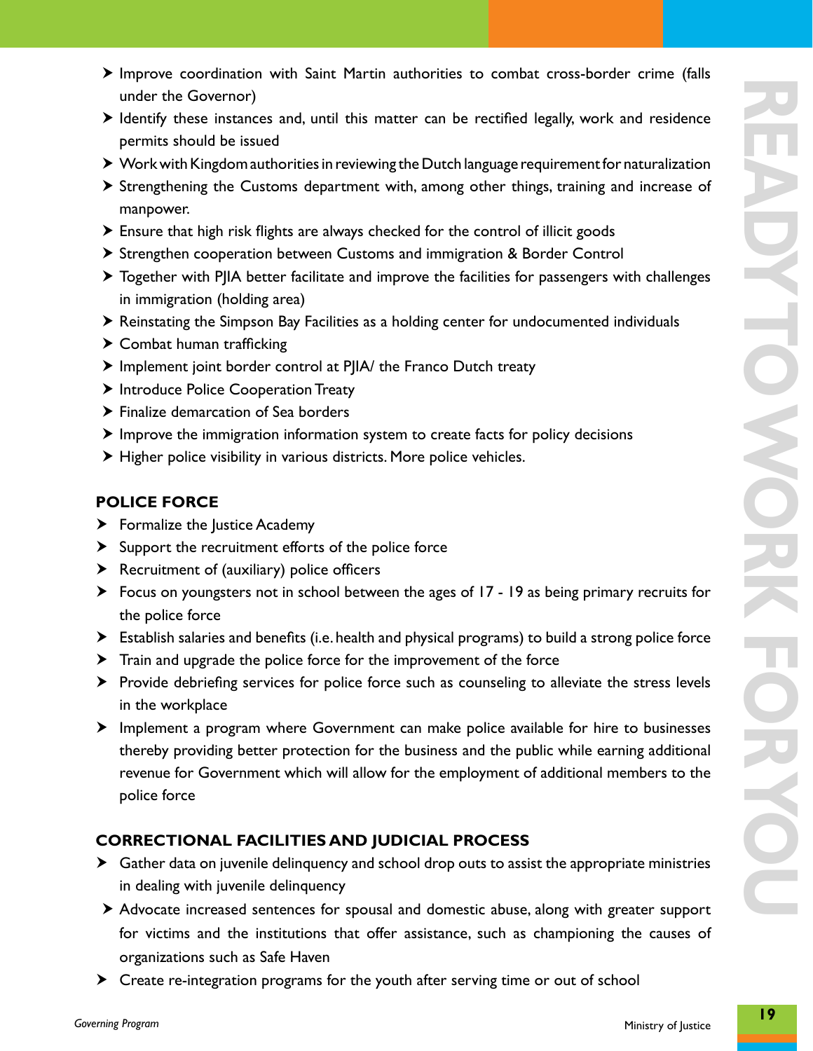- Improve coordination with Saint Martin authorities to combat cross-border crime (falls under the Governor)
- Identify these instances and, until this matter can be rectified legally, work and residence permits should be issued
- Work with Kingdom authorities in reviewing the Dutch language requirement for naturalization
- Strengthening the Customs department with, among other things, training and increase of manpower.
- Ensure that high risk flights are always checked for the control of illicit goods
- Strengthen cooperation between Customs and immigration & Border Control
- Together with PJIA better facilitate and improve the facilities for passengers with challenges in immigration (holding area)
- Reinstating the Simpson Bay Facilities as a holding center for undocumented individuals
- Combat human trafficking
- Implement joint border control at PJIA/ the Franco Dutch treaty
- Introduce Police Cooperation Treaty
- Finalize demarcation of Sea borders
- Improve the immigration information system to create facts for policy decisions
- Higher police visibility in various districts. More police vehicles.

## POLICE FORCE

- Formalize the Justice Academy
- Support the recruitment efforts of the police force
- Recruitment of (auxiliary) police officers
- Focus on youngsters not in school between the ages of 17 - 19 as being primary recruits for the police force
- Establish salaries and benefits (i.e. health and physical programs) to build a strong police force
- Train and upgrade the police force for the improvement of the force
- Provide debriefing services for police force such as counseling to alleviate the stress levels in the workplace
- Implement a program where Government can make police available for hire to businesses thereby providing better protection for the business and the public while earning additional revenue for Government which will allow for the employment of additional members to the police force

## CORRECTIONAL FACILITIES AND JUDICIAL PROCESS

- Gather data on juvenile delinquency and school drop outs to assist the appropriate ministries in dealing with juvenile delinquency
- Advocate increased sentences for spousal and domestic abuse, along with greater support for victims and the institutions that offer assistance, such as championing the causes of organizations such as Safe Haven
- Create re-integration programs for the youth after serving time or out of school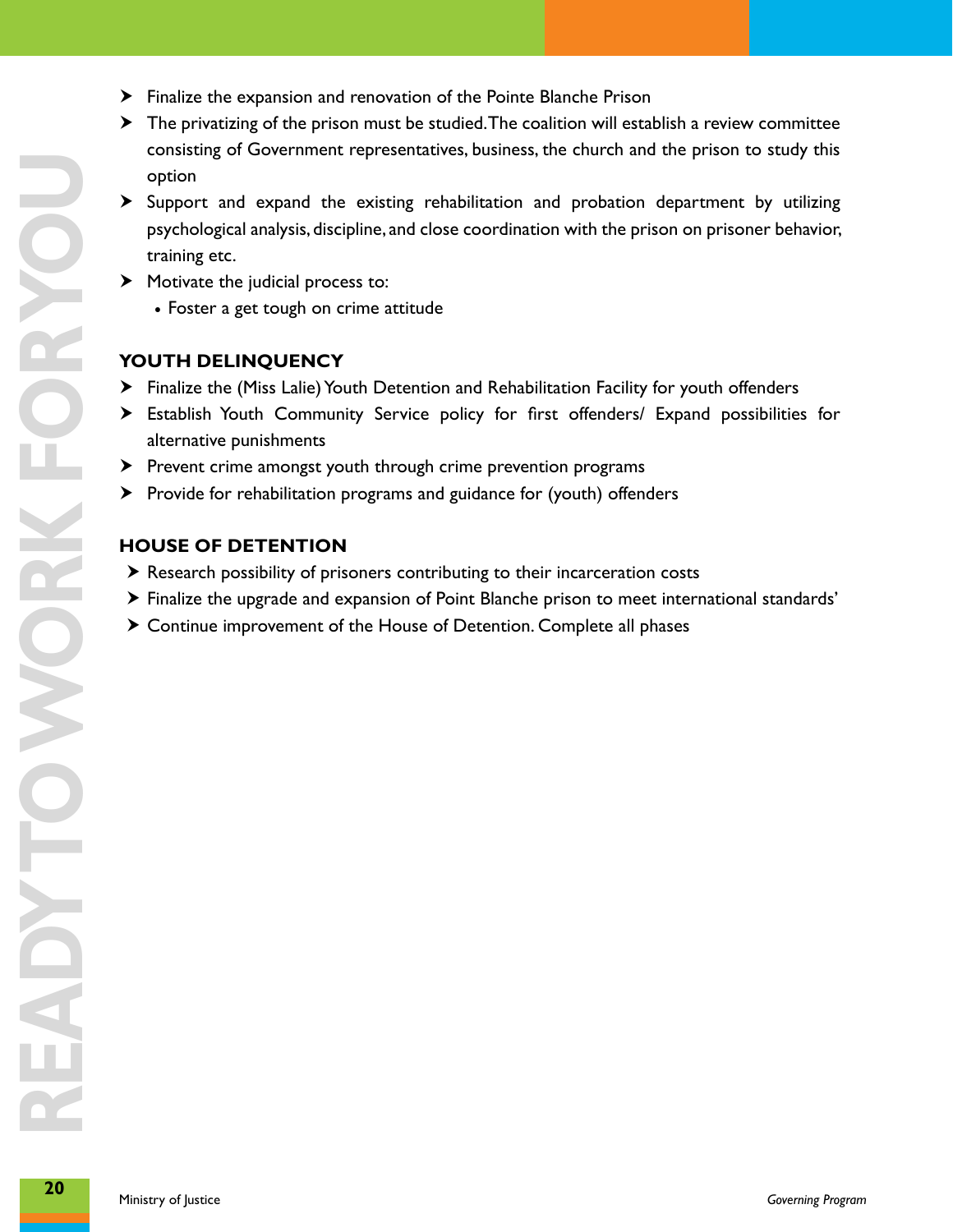- Finalize the expansion and renovation of the Pointe Blanche Prison
- The privatizing of the prison must be studied. The coalition will establish a review committee consisting of Government representatives, business, the church and the prison to study this option
- Support and expand the existing rehabilitation and probation department by utilizing psychological analysis, discipline, and close coordination with the prison on prisoner behavior, training etc.
- Motivate the judicial process to:
  - Foster a get tough on crime attitude

## YOUTH DELINQUENCY

- Finalize the (Miss Lalie) Youth Detention and Rehabilitation Facility for youth offenders
- Establish Youth Community Service policy for first offenders/ Expand possibilities for alternative punishments
- Prevent crime amongst youth through crime prevention programs
- Provide for rehabilitation programs and guidance for (youth) offenders

## HOUSE OF DETENTION

- Research possibility of prisoners contributing to their incarceration costs
- Finalize the upgrade and expansion of Point Blanche prison to meet international standards'
- Continue improvement of the House of Detention. Complete all phases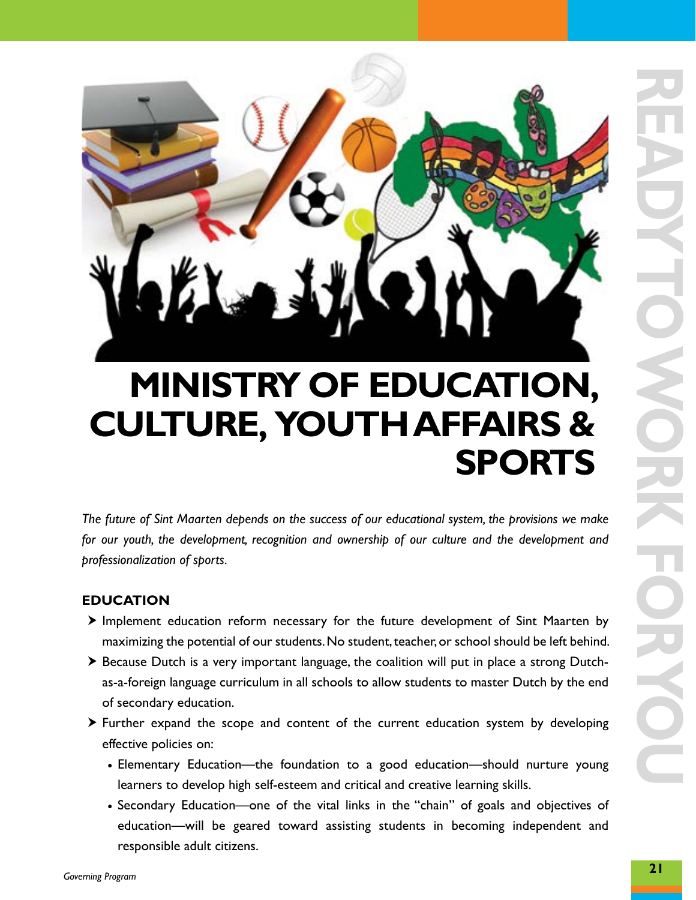# MINISTRY OF EDUCATION, CULTURE, YOUTH AFFAIRS & SPORTS

*The future of Sint Maarten depends on the success of our educational system, the provisions we make for our youth, the development, recognition and ownership of our culture and the development and professionalization of sports.*

## EDUCATION

- Implement education reform necessary for the future development of Sint Maarten by maximizing the potential of our students. No student, teacher, or school should be left behind.
- Because Dutch is a very important language, the coalition will put in place a strong Dutch-as-a-foreign language curriculum in all schools to allow students to master Dutch by the end of secondary education.
- Further expand the scope and content of the current education system by developing effective policies on:
  - Elementary Education—the foundation to a good education—should nurture young learners to develop high self-esteem and critical and creative learning skills.
  - Secondary Education—one of the vital links in the "chain" of goals and objectives of education—will be geared toward assisting students in becoming independent and responsible adult citizens.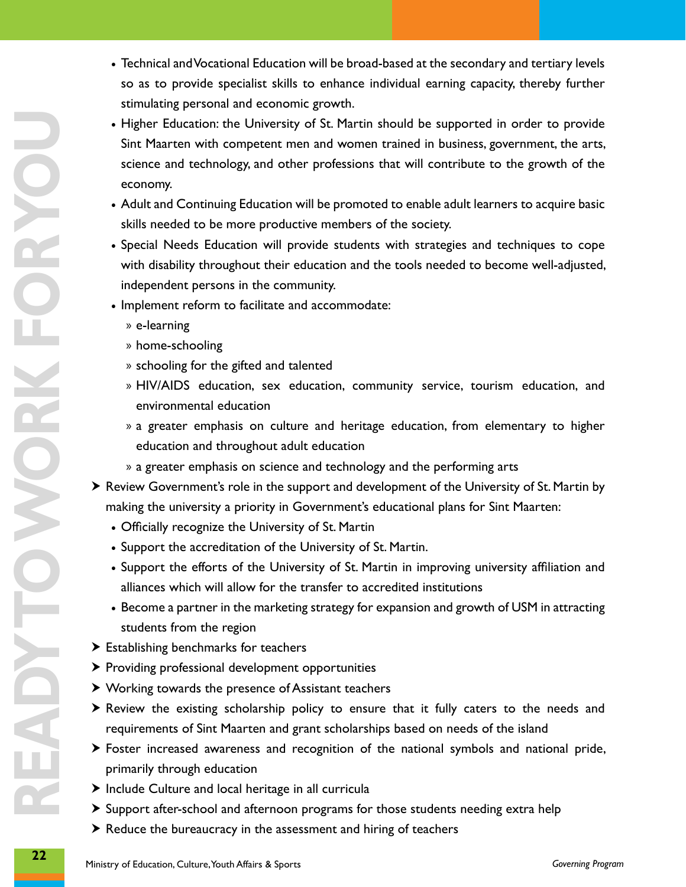- Technical and Vocational Education will be broad-based at the secondary and tertiary levels so as to provide specialist skills to enhance individual earning capacity, thereby further stimulating personal and economic growth.
- Higher Education: the University of St. Martin should be supported in order to provide Sint Maarten with competent men and women trained in business, government, the arts, science and technology, and other professions that will contribute to the growth of the economy.
- Adult and Continuing Education will be promoted to enable adult learners to acquire basic skills needed to be more productive members of the society.
- Special Needs Education will provide students with strategies and techniques to cope with disability throughout their education and the tools needed to become well-adjusted, independent persons in the community.
- Implement reform to facilitate and accommodate:
  - e-learning
  - home-schooling
  - schooling for the gifted and talented
  - HIV/AIDS education, sex education, community service, tourism education, and environmental education
  - a greater emphasis on culture and heritage education, from elementary to higher education and throughout adult education
  - a greater emphasis on science and technology and the performing arts

- Review Government's role in the support and development of the University of St. Martin by making the university a priority in Government's educational plans for Sint Maarten:
  - Officially recognize the University of St. Martin
  - Support the accreditation of the University of St. Martin.
  - Support the efforts of the University of St. Martin in improving university affiliation and alliances which will allow for the transfer to accredited institutions
  - Become a partner in the marketing strategy for expansion and growth of USM in attracting students from the region
- Establishing benchmarks for teachers
- Providing professional development opportunities
- Working towards the presence of Assistant teachers
- Review the existing scholarship policy to ensure that it fully caters to the needs and requirements of Sint Maarten and grant scholarships based on needs of the island
- Foster increased awareness and recognition of the national symbols and national pride, primarily through education
- Include Culture and local heritage in all curricula
- Support after-school and afternoon programs for those students needing extra help
- Reduce the bureaucracy in the assessment and hiring of teachers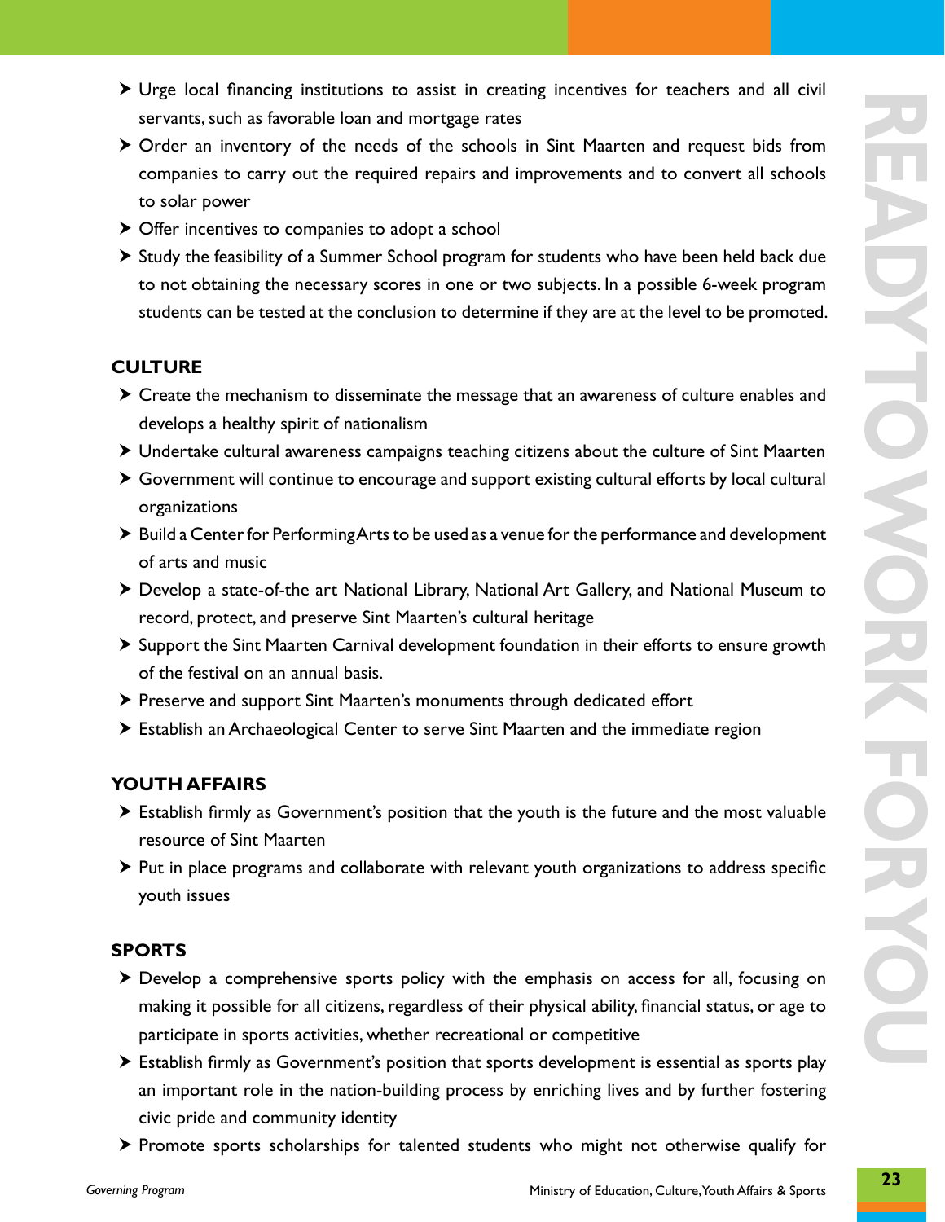- Urge local financing institutions to assist in creating incentives for teachers and all civil servants, such as favorable loan and mortgage rates
- Order an inventory of the needs of the schools in Sint Maarten and request bids from companies to carry out the required repairs and improvements and to convert all schools to solar power
- Offer incentives to companies to adopt a school
- Study the feasibility of a Summer School program for students who have been held back due to not obtaining the necessary scores in one or two subjects. In a possible 6-week program students can be tested at the conclusion to determine if they are at the level to be promoted.

### CULTURE

- Create the mechanism to disseminate the message that an awareness of culture enables and develops a healthy spirit of nationalism
- Undertake cultural awareness campaigns teaching citizens about the culture of Sint Maarten
- Government will continue to encourage and support existing cultural efforts by local cultural organizations
- Build a Center for Performing Arts to be used as a venue for the performance and development of arts and music
- Develop a state-of-the art National Library, National Art Gallery, and National Museum to record, protect, and preserve Sint Maarten's cultural heritage
- Support the Sint Maarten Carnival development foundation in their efforts to ensure growth of the festival on an annual basis.
- Preserve and support Sint Maarten's monuments through dedicated effort
- Establish an Archaeological Center to serve Sint Maarten and the immediate region

### YOUTH AFFAIRS

- Establish firmly as Government's position that the youth is the future and the most valuable resource of Sint Maarten
- Put in place programs and collaborate with relevant youth organizations to address specific youth issues

### SPORTS

- Develop a comprehensive sports policy with the emphasis on access for all, focusing on making it possible for all citizens, regardless of their physical ability, financial status, or age to participate in sports activities, whether recreational or competitive
- Establish firmly as Government's position that sports development is essential as sports play an important role in the nation-building process by enriching lives and by further fostering civic pride and community identity
- Promote sports scholarships for talented students who might not otherwise qualify for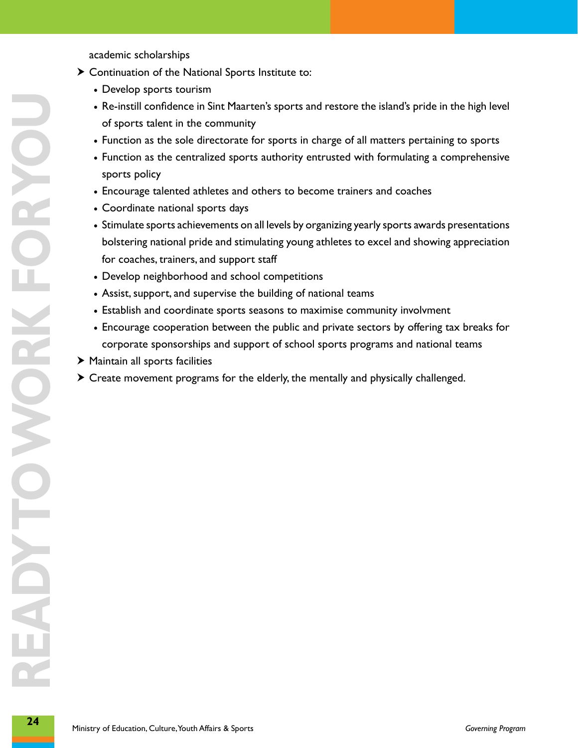academic scholarships

- Continuation of the National Sports Institute to:
  - Develop sports tourism
  - Re-instill confidence in Sint Maarten's sports and restore the island's pride in the high level of sports talent in the community
  - Function as the sole directorate for sports in charge of all matters pertaining to sports
  - Function as the centralized sports authority entrusted with formulating a comprehensive sports policy
  - Encourage talented athletes and others to become trainers and coaches
  - Coordinate national sports days
  - Stimulate sports achievements on all levels by organizing yearly sports awards presentations bolstering national pride and stimulating young athletes to excel and showing appreciation for coaches, trainers, and support staff
  - Develop neighborhood and school competitions
  - Assist, support, and supervise the building of national teams
  - Establish and coordinate sports seasons to maximise community involvment
  - Encourage cooperation between the public and private sectors by offering tax breaks for corporate sponsorships and support of school sports programs and national teams
- Maintain all sports facilities
- Create movement programs for the elderly, the mentally and physically challenged.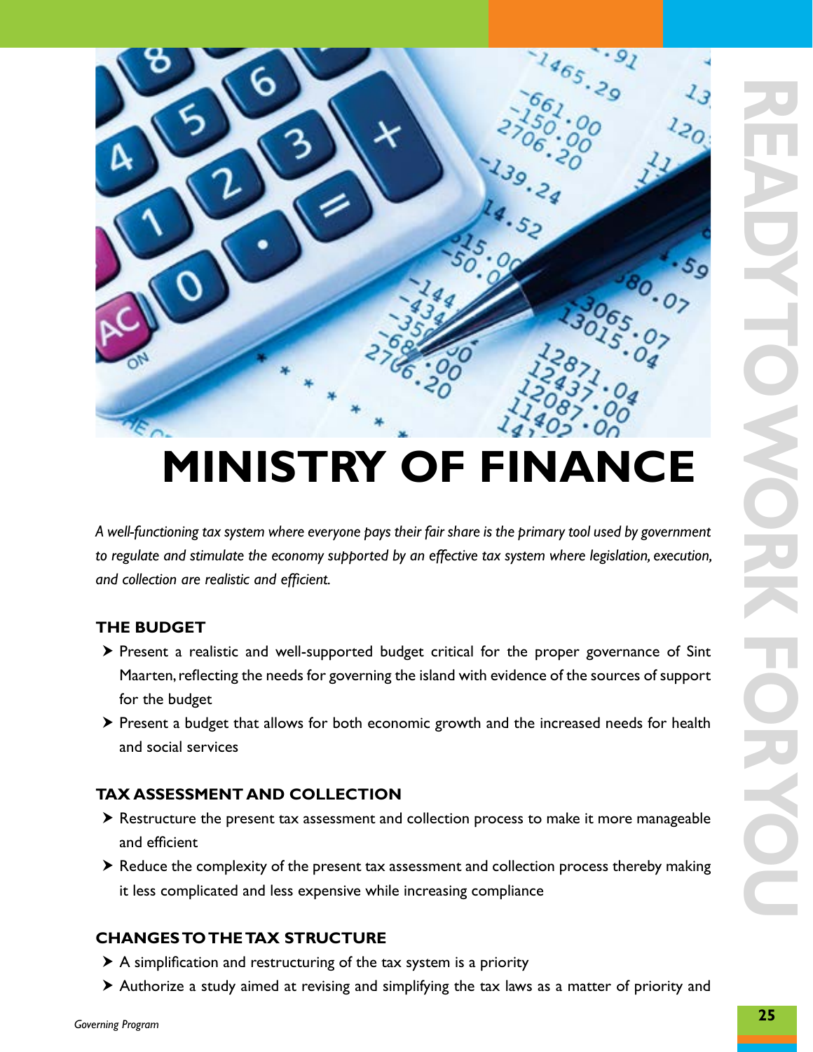# MINISTRY OF FINANCE

*A well-functioning tax system where everyone pays their fair share is the primary tool used by government to regulate and stimulate the economy supported by an effective tax system where legislation, execution, and collection are realistic and efficient.*

## THE BUDGET

- Present a realistic and well-supported budget critical for the proper governance of Sint Maarten, reflecting the needs for governing the island with evidence of the sources of support for the budget
- Present a budget that allows for both economic growth and the increased needs for health and social services

## TAX ASSESSMENT AND COLLECTION

- Restructure the present tax assessment and collection process to make it more manageable and efficient
- Reduce the complexity of the present tax assessment and collection process thereby making it less complicated and less expensive while increasing compliance

## CHANGES TO THE TAX STRUCTURE

- A simplification and restructuring of the tax system is a priority
- Authorize a study aimed at revising and simplifying the tax laws as a matter of priority and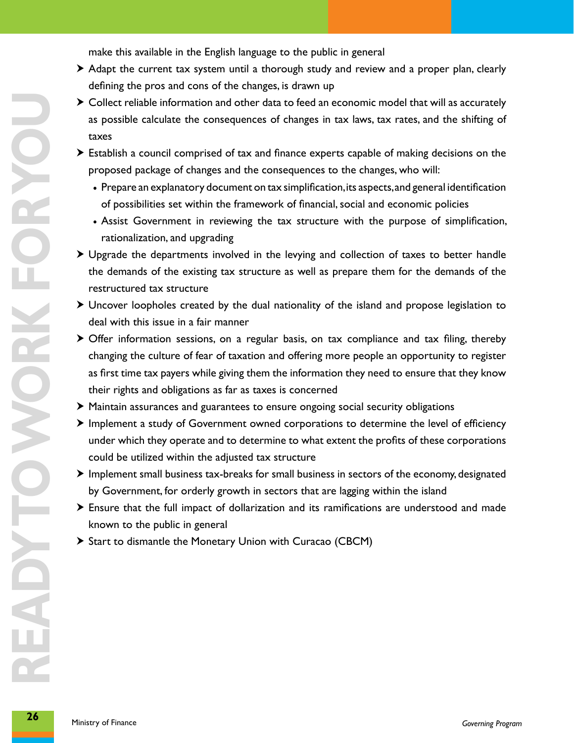make this available in the English language to the public in general

- Adapt the current tax system until a thorough study and review and a proper plan, clearly defining the pros and cons of the changes, is drawn up
- Collect reliable information and other data to feed an economic model that will as accurately as possible calculate the consequences of changes in tax laws, tax rates, and the shifting of taxes
- Establish a council comprised of tax and finance experts capable of making decisions on the proposed package of changes and the consequences to the changes, who will:
  - Prepare an explanatory document on tax simplification, its aspects, and general identification of possibilities set within the framework of financial, social and economic policies
  - Assist Government in reviewing the tax structure with the purpose of simplification, rationalization, and upgrading
- Upgrade the departments involved in the levying and collection of taxes to better handle the demands of the existing tax structure as well as prepare them for the demands of the restructured tax structure
- Uncover loopholes created by the dual nationality of the island and propose legislation to deal with this issue in a fair manner
- Offer information sessions, on a regular basis, on tax compliance and tax filing, thereby changing the culture of fear of taxation and offering more people an opportunity to register as first time tax payers while giving them the information they need to ensure that they know their rights and obligations as far as taxes is concerned
- Maintain assurances and guarantees to ensure ongoing social security obligations
- Implement a study of Government owned corporations to determine the level of efficiency under which they operate and to determine to what extent the profits of these corporations could be utilized within the adjusted tax structure
- Implement small business tax-breaks for small business in sectors of the economy, designated by Government, for orderly growth in sectors that are lagging within the island
- Ensure that the full impact of dollarization and its ramifications are understood and made known to the public in general
- Start to dismantle the Monetary Union with Curacao (CBCM)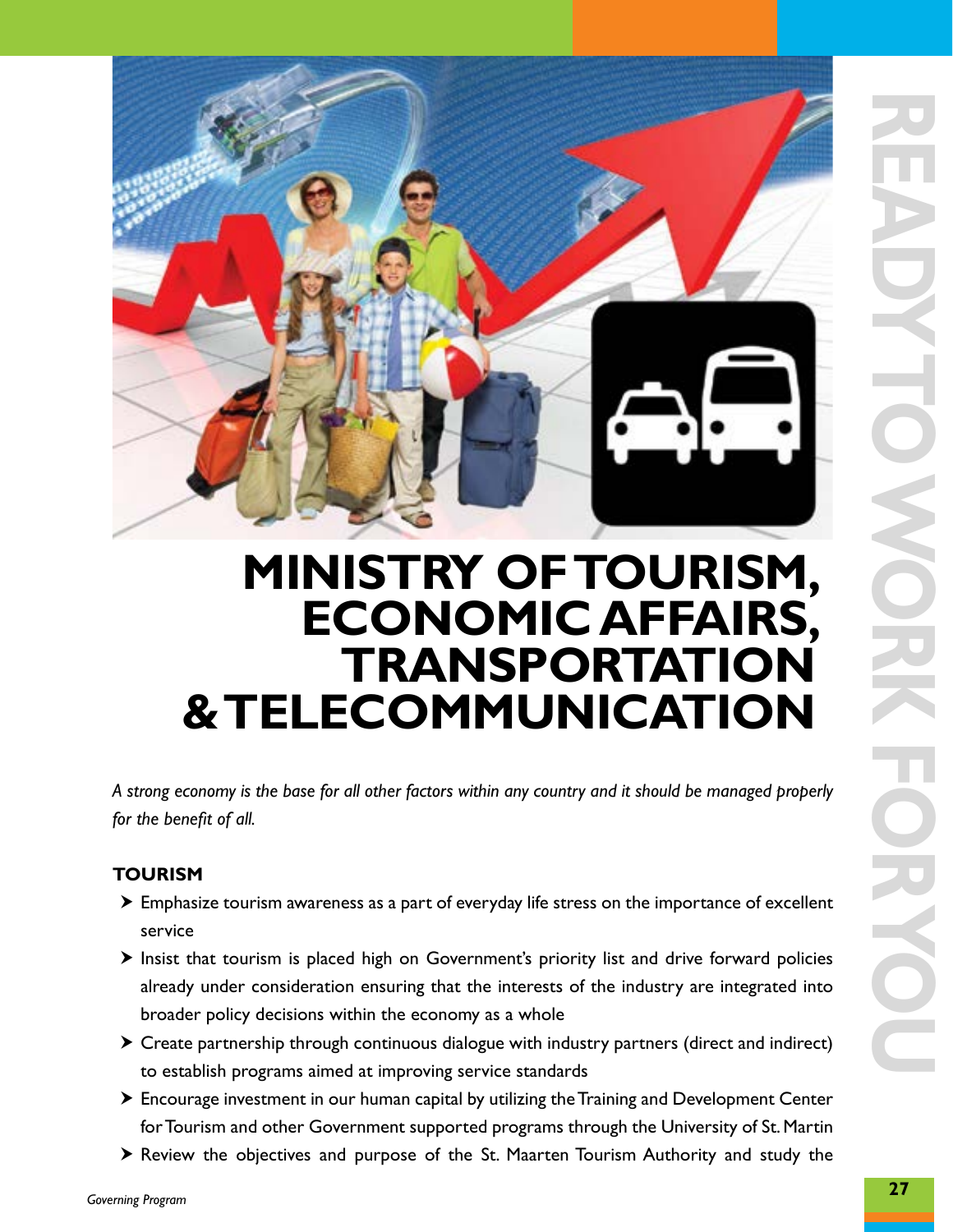# MINISTRY OF TOURISM, ECONOMIC AFFAIRS, TRANSPORTATION & TELECOMMUNICATION

*A strong economy is the base for all other factors within any country and it should be managed properly for the benefit of all.*

## TOURISM

- Emphasize tourism awareness as a part of everyday life stress on the importance of excellent service
- Insist that tourism is placed high on Government's priority list and drive forward policies already under consideration ensuring that the interests of the industry are integrated into broader policy decisions within the economy as a whole
- Create partnership through continuous dialogue with industry partners (direct and indirect) to establish programs aimed at improving service standards
- Encourage investment in our human capital by utilizing the Training and Development Center for Tourism and other Government supported programs through the University of St. Martin
- Review the objectives and purpose of the St. Maarten Tourism Authority and study the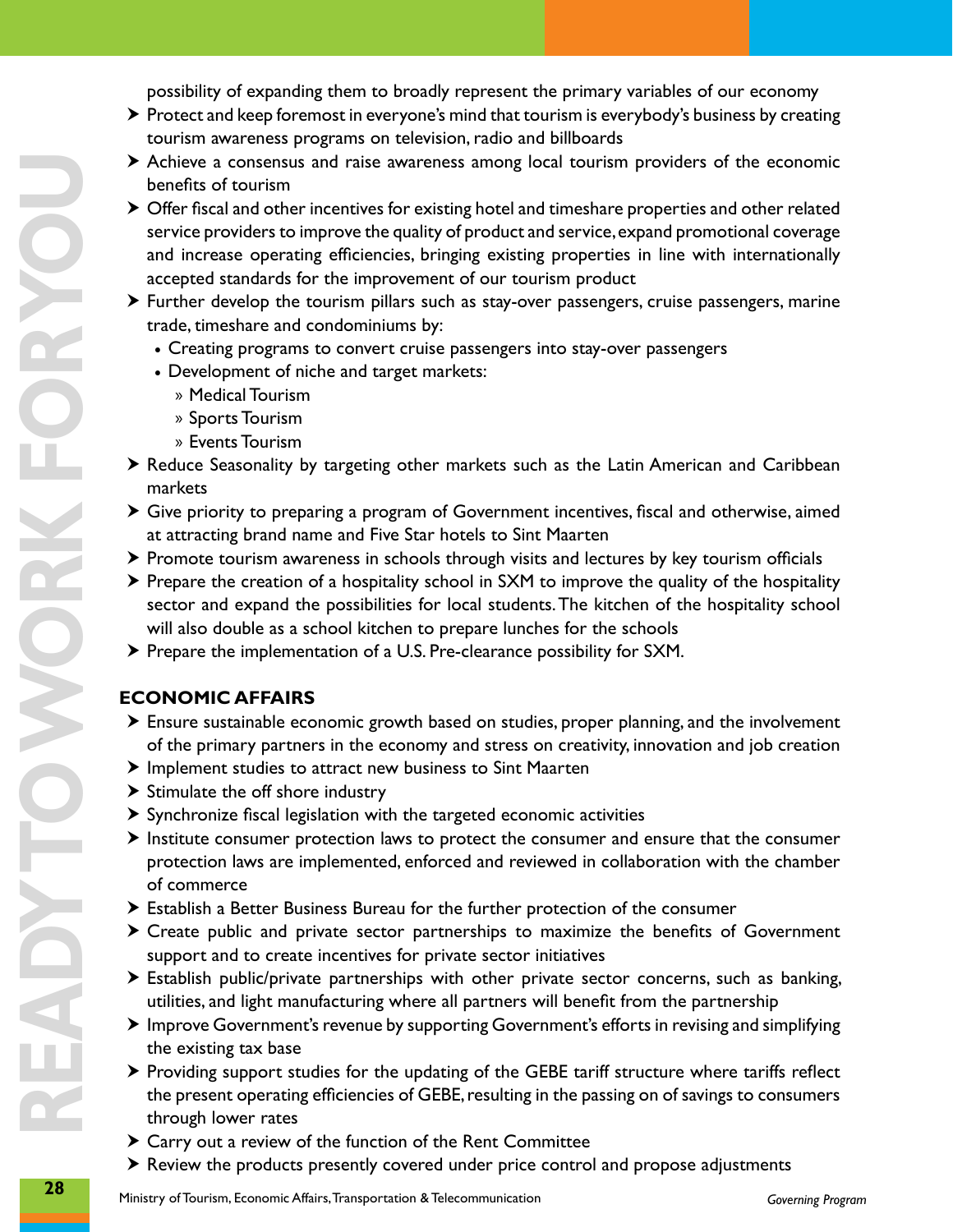possibility of expanding them to broadly represent the primary variables of our economy

- Protect and keep foremost in everyone's mind that tourism is everybody's business by creating tourism awareness programs on television, radio and billboards
- Achieve a consensus and raise awareness among local tourism providers of the economic benefits of tourism
- Offer fiscal and other incentives for existing hotel and timeshare properties and other related service providers to improve the quality of product and service, expand promotional coverage and increase operating efficiencies, bringing existing properties in line with internationally accepted standards for the improvement of our tourism product
- Further develop the tourism pillars such as stay-over passengers, cruise passengers, marine trade, timeshare and condominiums by:
  - Creating programs to convert cruise passengers into stay-over passengers
  - Development of niche and target markets:
    - Medical Tourism
    - Sports Tourism
    - Events Tourism
- Reduce Seasonality by targeting other markets such as the Latin American and Caribbean markets
- Give priority to preparing a program of Government incentives, fiscal and otherwise, aimed at attracting brand name and Five Star hotels to Sint Maarten
- Promote tourism awareness in schools through visits and lectures by key tourism officials
- Prepare the creation of a hospitality school in SXM to improve the quality of the hospitality sector and expand the possibilities for local students. The kitchen of the hospitality school will also double as a school kitchen to prepare lunches for the schools
- Prepare the implementation of a U.S. Pre-clearance possibility for SXM.

## ECONOMIC AFFAIRS

- Ensure sustainable economic growth based on studies, proper planning, and the involvement of the primary partners in the economy and stress on creativity, innovation and job creation
- Implement studies to attract new business to Sint Maarten
- Stimulate the off shore industry
- Synchronize fiscal legislation with the targeted economic activities
- Institute consumer protection laws to protect the consumer and ensure that the consumer protection laws are implemented, enforced and reviewed in collaboration with the chamber of commerce
- Establish a Better Business Bureau for the further protection of the consumer
- Create public and private sector partnerships to maximize the benefits of Government support and to create incentives for private sector initiatives
- Establish public/private partnerships with other private sector concerns, such as banking, utilities, and light manufacturing where all partners will benefit from the partnership
- Improve Government's revenue by supporting Government's efforts in revising and simplifying the existing tax base
- Providing support studies for the updating of the GEBE tariff structure where tariffs reflect the present operating efficiencies of GEBE, resulting in the passing on of savings to consumers through lower rates
- Carry out a review of the function of the Rent Committee
- Review the products presently covered under price control and propose adjustments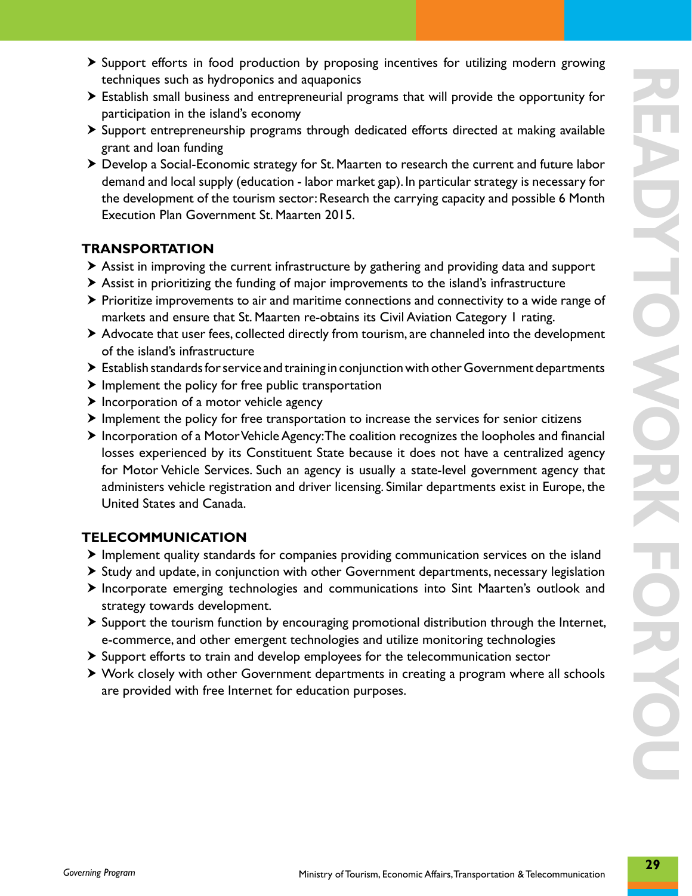- Support efforts in food production by proposing incentives for utilizing modern growing techniques such as hydroponics and aquaponics
- Establish small business and entrepreneurial programs that will provide the opportunity for participation in the island's economy
- Support entrepreneurship programs through dedicated efforts directed at making available grant and loan funding
- Develop a Social-Economic strategy for St. Maarten to research the current and future labor demand and local supply (education - labor market gap). In particular strategy is necessary for the development of the tourism sector: Research the carrying capacity and possible 6 Month Execution Plan Government St. Maarten 2015.

## TRANSPORTATION

- Assist in improving the current infrastructure by gathering and providing data and support
- Assist in prioritizing the funding of major improvements to the island's infrastructure
- Prioritize improvements to air and maritime connections and connectivity to a wide range of markets and ensure that St. Maarten re-obtains its Civil Aviation Category 1 rating.
- Advocate that user fees, collected directly from tourism, are channeled into the development of the island's infrastructure
- Establish standards for service and training in conjunction with other Government departments
- Implement the policy for free public transportation
- Incorporation of a motor vehicle agency
- Implement the policy for free transportation to increase the services for senior citizens
- Incorporation of a Motor Vehicle Agency: The coalition recognizes the loopholes and financial losses experienced by its Constituent State because it does not have a centralized agency for Motor Vehicle Services. Such an agency is usually a state-level government agency that administers vehicle registration and driver licensing. Similar departments exist in Europe, the United States and Canada.

## TELECOMMUNICATION

- Implement quality standards for companies providing communication services on the island
- Study and update, in conjunction with other Government departments, necessary legislation
- Incorporate emerging technologies and communications into Sint Maarten's outlook and strategy towards development.
- Support the tourism function by encouraging promotional distribution through the Internet, e-commerce, and other emergent technologies and utilize monitoring technologies
- Support efforts to train and develop employees for the telecommunication sector
- Work closely with other Government departments in creating a program where all schools are provided with free Internet for education purposes.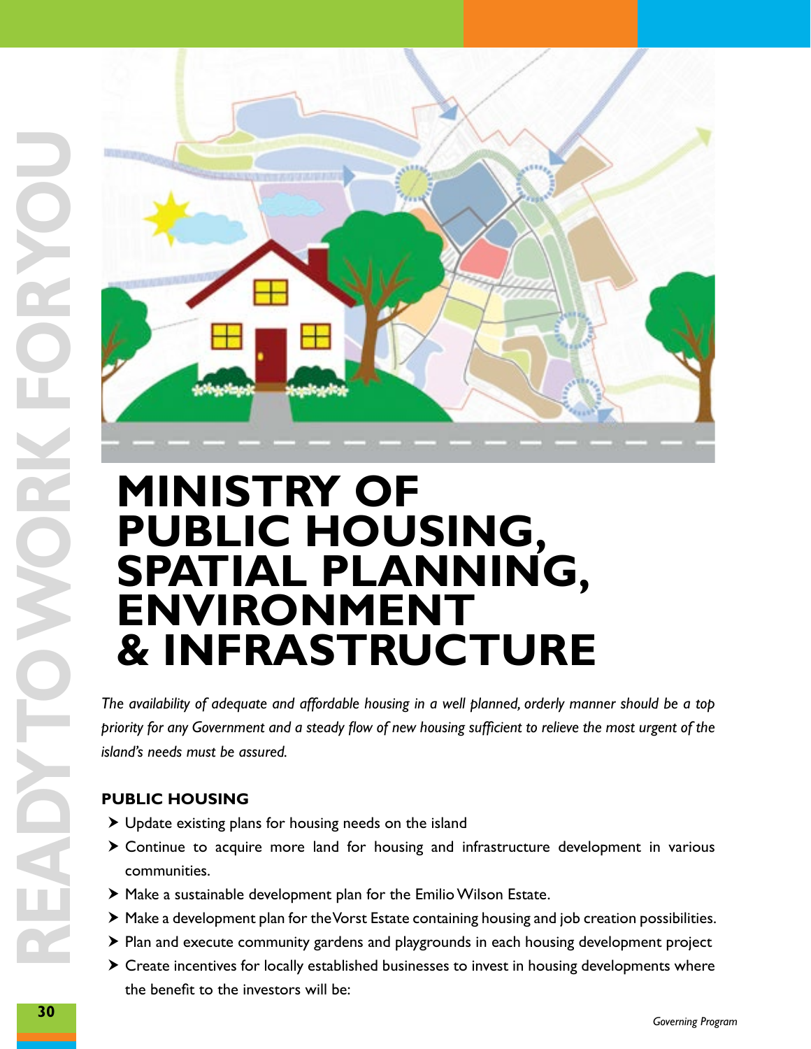# MINISTRY OF PUBLIC HOUSING, SPATIAL PLANNING, ENVIRONMENT & INFRASTRUCTURE

*The availability of adequate and affordable housing in a well planned, orderly manner should be a top priority for any Government and a steady flow of new housing sufficient to relieve the most urgent of the island's needs must be assured.*

## PUBLIC HOUSING

- Update existing plans for housing needs on the island
- Continue to acquire more land for housing and infrastructure development in various communities.
- Make a sustainable development plan for the Emilio Wilson Estate.
- Make a development plan for the Vorst Estate containing housing and job creation possibilities.
- Plan and execute community gardens and playgrounds in each housing development project
- Create incentives for locally established businesses to invest in housing developments where the benefit to the investors will be: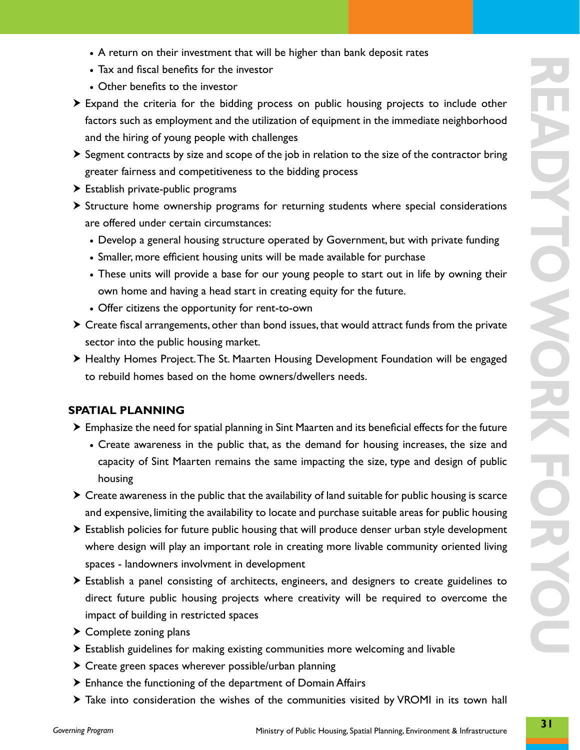- A return on their investment that will be higher than bank deposit rates
   - Tax and fiscal benefits for the investor
   - Other benefits to the investor
- Expand the criteria for the bidding process on public housing projects to include other factors such as employment and the utilization of equipment in the immediate neighborhood and the hiring of young people with challenges
- Segment contracts by size and scope of the job in relation to the size of the contractor bring greater fairness and competitiveness to the bidding process
- Establish private-public programs
- Structure home ownership programs for returning students where special considerations are offered under certain circumstances:
   - Develop a general housing structure operated by Government, but with private funding
   - Smaller, more efficient housing units will be made available for purchase
   - These units will provide a base for our young people to start out in life by owning their own home and having a head start in creating equity for the future.
   - Offer citizens the opportunity for rent-to-own
- Create fiscal arrangements, other than bond issues, that would attract funds from the private sector into the public housing market.
- Healthy Homes Project. The St. Maarten Housing Development Foundation will be engaged to rebuild homes based on the home owners/dwellers needs.

**SPATIAL PLANNING**

- Emphasize the need for spatial planning in Sint Maarten and its beneficial effects for the future
   - Create awareness in the public that, as the demand for housing increases, the size and capacity of Sint Maarten remains the same impacting the size, type and design of public housing
- Create awareness in the public that the availability of land suitable for public housing is scarce and expensive, limiting the availability to locate and purchase suitable areas for public housing
- Establish policies for future public housing that will produce denser urban style development where design will play an important role in creating more livable community oriented living spaces - landowners involvment in development
- Establish a panel consisting of architects, engineers, and designers to create guidelines to direct future public housing projects where creativity will be required to overcome the impact of building in restricted spaces
- Complete zoning plans
- Establish guidelines for making existing communities more welcoming and livable
- Create green spaces wherever possible/urban planning
- Enhance the functioning of the department of Domain Affairs
- Take into consideration the wishes of the communities visited by VROMI in its town hall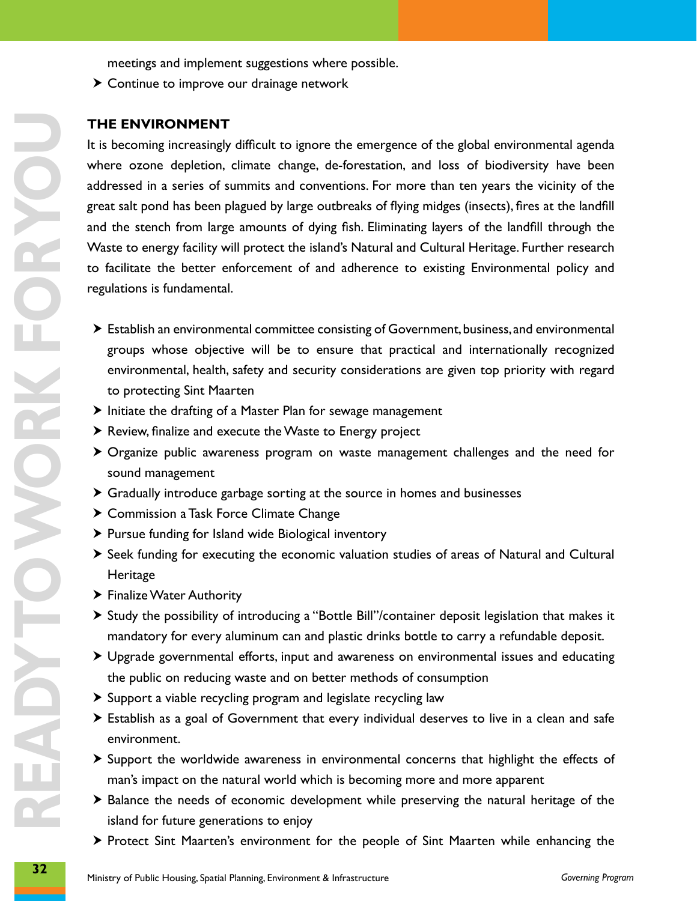meetings and implement suggestions where possible.

- Continue to improve our drainage network

**THE ENVIRONMENT**

It is becoming increasingly difficult to ignore the emergence of the global environmental agenda where ozone depletion, climate change, de-forestation, and loss of biodiversity have been addressed in a series of summits and conventions. For more than ten years the vicinity of the great salt pond has been plagued by large outbreaks of flying midges (insects), fires at the landfill and the stench from large amounts of dying fish. Eliminating layers of the landfill through the Waste to energy facility will protect the island's Natural and Cultural Heritage. Further research to facilitate the better enforcement of and adherence to existing Environmental policy and regulations is fundamental.

- Establish an environmental committee consisting of Government, business, and environmental groups whose objective will be to ensure that practical and internationally recognized environmental, health, safety and security considerations are given top priority with regard to protecting Sint Maarten
- Initiate the drafting of a Master Plan for sewage management
- Review, finalize and execute the Waste to Energy project
- Organize public awareness program on waste management challenges and the need for sound management
- Gradually introduce garbage sorting at the source in homes and businesses
- Commission a Task Force Climate Change
- Pursue funding for Island wide Biological inventory
- Seek funding for executing the economic valuation studies of areas of Natural and Cultural Heritage
- Finalize Water Authority
- Study the possibility of introducing a "Bottle Bill"/container deposit legislation that makes it mandatory for every aluminum can and plastic drinks bottle to carry a refundable deposit.
- Upgrade governmental efforts, input and awareness on environmental issues and educating the public on reducing waste and on better methods of consumption
- Support a viable recycling program and legislate recycling law
- Establish as a goal of Government that every individual deserves to live in a clean and safe environment.
- Support the worldwide awareness in environmental concerns that highlight the effects of man's impact on the natural world which is becoming more and more apparent
- Balance the needs of economic development while preserving the natural heritage of the island for future generations to enjoy
- Protect Sint Maarten's environment for the people of Sint Maarten while enhancing the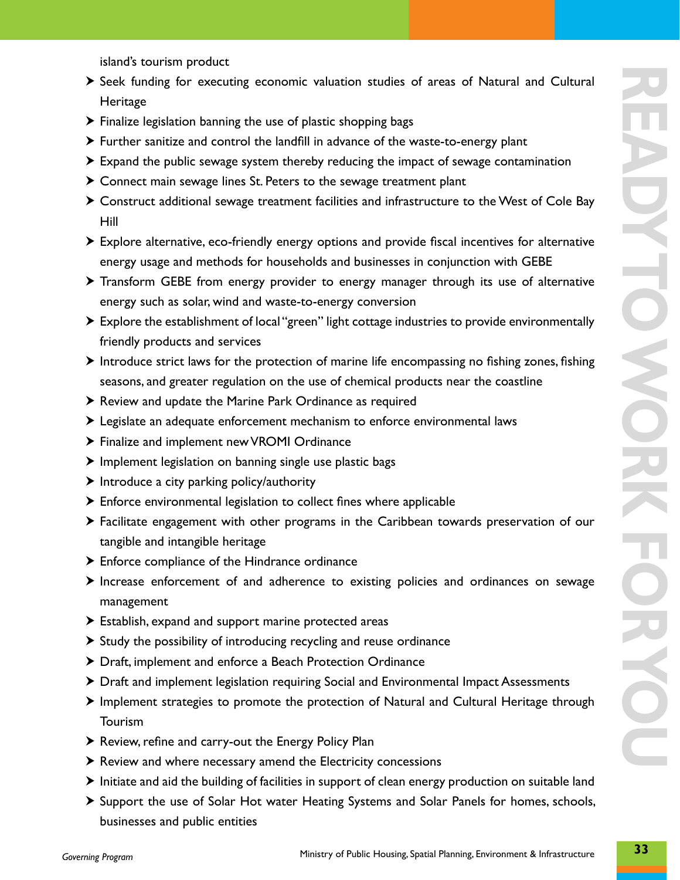island's tourism product

- Seek funding for executing economic valuation studies of areas of Natural and Cultural Heritage
- Finalize legislation banning the use of plastic shopping bags
- Further sanitize and control the landfill in advance of the waste-to-energy plant
- Expand the public sewage system thereby reducing the impact of sewage contamination
- Connect main sewage lines St. Peters to the sewage treatment plant
- Construct additional sewage treatment facilities and infrastructure to the West of Cole Bay Hill
- Explore alternative, eco-friendly energy options and provide fiscal incentives for alternative energy usage and methods for households and businesses in conjunction with GEBE
- Transform GEBE from energy provider to energy manager through its use of alternative energy such as solar, wind and waste-to-energy conversion
- Explore the establishment of local "green" light cottage industries to provide environmentally friendly products and services
- Introduce strict laws for the protection of marine life encompassing no fishing zones, fishing seasons, and greater regulation on the use of chemical products near the coastline
- Review and update the Marine Park Ordinance as required
- Legislate an adequate enforcement mechanism to enforce environmental laws
- Finalize and implement new VROMI Ordinance
- Implement legislation on banning single use plastic bags
- Introduce a city parking policy/authority
- Enforce environmental legislation to collect fines where applicable
- Facilitate engagement with other programs in the Caribbean towards preservation of our tangible and intangible heritage
- Enforce compliance of the Hindrance ordinance
- Increase enforcement of and adherence to existing policies and ordinances on sewage management
- Establish, expand and support marine protected areas
- Study the possibility of introducing recycling and reuse ordinance
- Draft, implement and enforce a Beach Protection Ordinance
- Draft and implement legislation requiring Social and Environmental Impact Assessments
- Implement strategies to promote the protection of Natural and Cultural Heritage through Tourism
- Review, refine and carry-out the Energy Policy Plan
- Review and where necessary amend the Electricity concessions
- Initiate and aid the building of facilities in support of clean energy production on suitable land
- Support the use of Solar Hot water Heating Systems and Solar Panels for homes, schools, businesses and public entities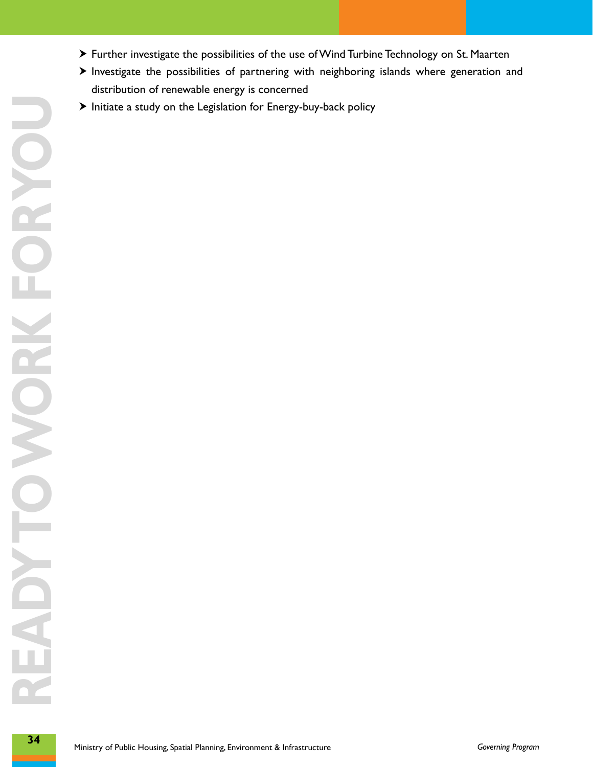- Further investigate the possibilities of the use of Wind Turbine Technology on St. Maarten
- Investigate the possibilities of partnering with neighboring islands where generation and distribution of renewable energy is concerned
- Initiate a study on the Legislation for Energy-buy-back policy